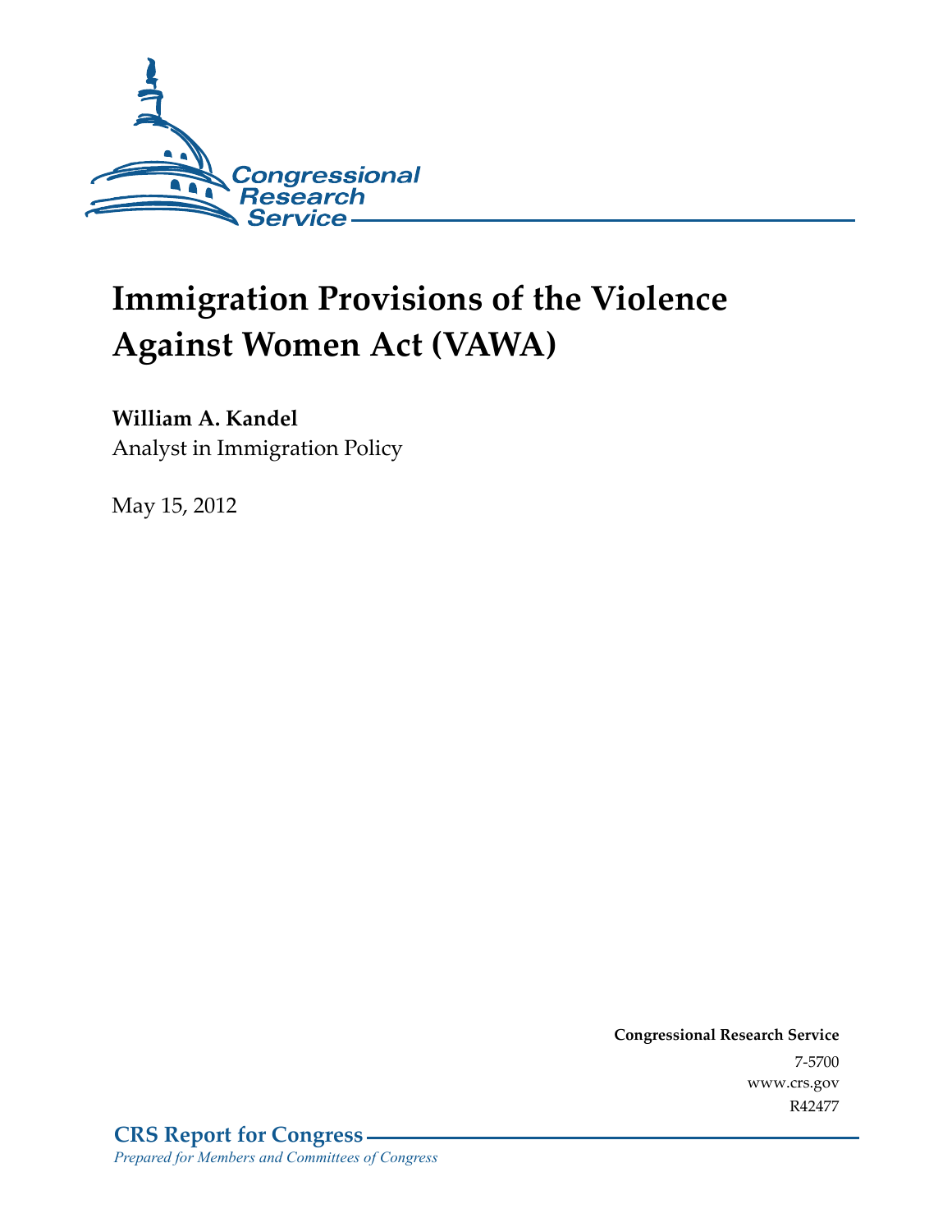Congressional Research Service

# Immigration Provisions of the Violence Against Women Act (VAWA)

**William A. Kandel**
Analyst in Immigration Policy

May 15, 2012

**Congressional Research Service**
7-5700
www.crs.gov
R42477

**CRS Report for Congress**
*Prepared for Members and Committees of Congress*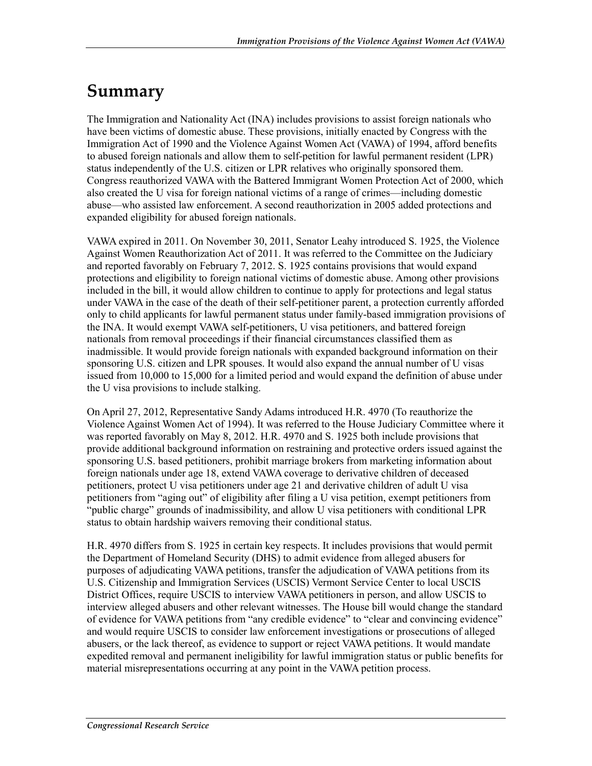# Summary

The Immigration and Nationality Act (INA) includes provisions to assist foreign nationals who have been victims of domestic abuse. These provisions, initially enacted by Congress with the Immigration Act of 1990 and the Violence Against Women Act (VAWA) of 1994, afford benefits to abused foreign nationals and allow them to self-petition for lawful permanent resident (LPR) status independently of the U.S. citizen or LPR relatives who originally sponsored them. Congress reauthorized VAWA with the Battered Immigrant Women Protection Act of 2000, which also created the U visa for foreign national victims of a range of crimes—including domestic abuse—who assisted law enforcement. A second reauthorization in 2005 added protections and expanded eligibility for abused foreign nationals.

VAWA expired in 2011. On November 30, 2011, Senator Leahy introduced S. 1925, the Violence Against Women Reauthorization Act of 2011. It was referred to the Committee on the Judiciary and reported favorably on February 7, 2012. S. 1925 contains provisions that would expand protections and eligibility to foreign national victims of domestic abuse. Among other provisions included in the bill, it would allow children to continue to apply for protections and legal status under VAWA in the case of the death of their self-petitioner parent, a protection currently afforded only to child applicants for lawful permanent status under family-based immigration provisions of the INA. It would exempt VAWA self-petitioners, U visa petitioners, and battered foreign nationals from removal proceedings if their financial circumstances classified them as inadmissible. It would provide foreign nationals with expanded background information on their sponsoring U.S. citizen and LPR spouses. It would also expand the annual number of U visas issued from 10,000 to 15,000 for a limited period and would expand the definition of abuse under the U visa provisions to include stalking.

On April 27, 2012, Representative Sandy Adams introduced H.R. 4970 (To reauthorize the Violence Against Women Act of 1994). It was referred to the House Judiciary Committee where it was reported favorably on May 8, 2012. H.R. 4970 and S. 1925 both include provisions that provide additional background information on restraining and protective orders issued against the sponsoring U.S. based petitioners, prohibit marriage brokers from marketing information about foreign nationals under age 18, extend VAWA coverage to derivative children of deceased petitioners, protect U visa petitioners under age 21 and derivative children of adult U visa petitioners from "aging out" of eligibility after filing a U visa petition, exempt petitioners from "public charge" grounds of inadmissibility, and allow U visa petitioners with conditional LPR status to obtain hardship waivers removing their conditional status.

H.R. 4970 differs from S. 1925 in certain key respects. It includes provisions that would permit the Department of Homeland Security (DHS) to admit evidence from alleged abusers for purposes of adjudicating VAWA petitions, transfer the adjudication of VAWA petitions from its U.S. Citizenship and Immigration Services (USCIS) Vermont Service Center to local USCIS District Offices, require USCIS to interview VAWA petitioners in person, and allow USCIS to interview alleged abusers and other relevant witnesses. The House bill would change the standard of evidence for VAWA petitions from "any credible evidence" to "clear and convincing evidence" and would require USCIS to consider law enforcement investigations or prosecutions of alleged abusers, or the lack thereof, as evidence to support or reject VAWA petitions. It would mandate expedited removal and permanent ineligibility for lawful immigration status or public benefits for material misrepresentations occurring at any point in the VAWA petition process.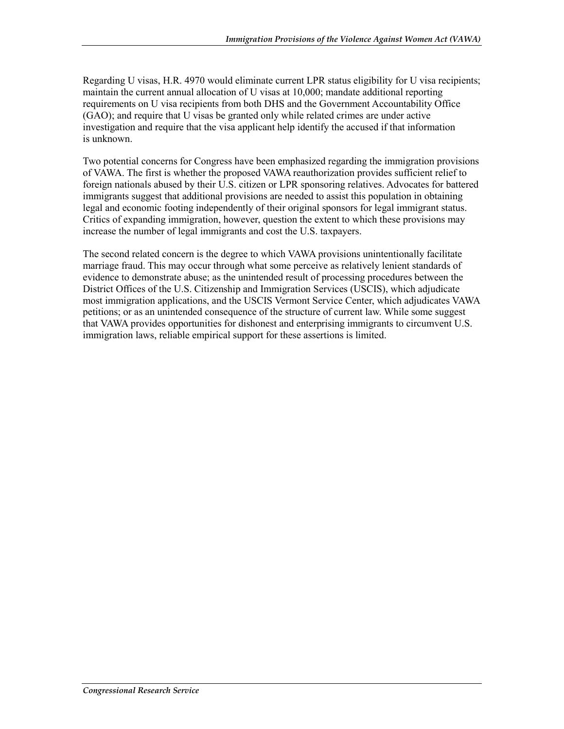Regarding U visas, H.R. 4970 would eliminate current LPR status eligibility for U visa recipients; maintain the current annual allocation of U visas at 10,000; mandate additional reporting requirements on U visa recipients from both DHS and the Government Accountability Office (GAO); and require that U visas be granted only while related crimes are under active investigation and require that the visa applicant help identify the accused if that information is unknown.

Two potential concerns for Congress have been emphasized regarding the immigration provisions of VAWA. The first is whether the proposed VAWA reauthorization provides sufficient relief to foreign nationals abused by their U.S. citizen or LPR sponsoring relatives. Advocates for battered immigrants suggest that additional provisions are needed to assist this population in obtaining legal and economic footing independently of their original sponsors for legal immigrant status. Critics of expanding immigration, however, question the extent to which these provisions may increase the number of legal immigrants and cost the U.S. taxpayers.

The second related concern is the degree to which VAWA provisions unintentionally facilitate marriage fraud. This may occur through what some perceive as relatively lenient standards of evidence to demonstrate abuse; as the unintended result of processing procedures between the District Offices of the U.S. Citizenship and Immigration Services (USCIS), which adjudicate most immigration applications, and the USCIS Vermont Service Center, which adjudicates VAWA petitions; or as an unintended consequence of the structure of current law. While some suggest that VAWA provides opportunities for dishonest and enterprising immigrants to circumvent U.S. immigration laws, reliable empirical support for these assertions is limited.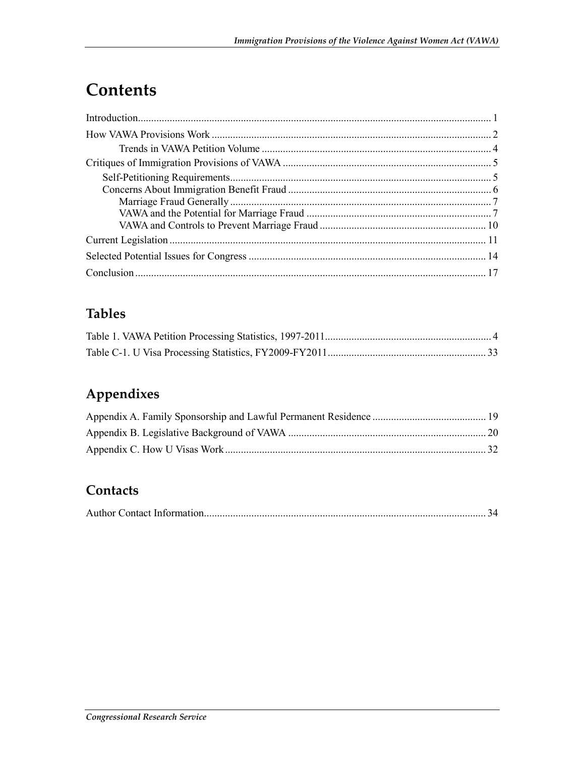# Contents

Introduction ..................................................................................................................................... 1

How VAWA Provisions Work ......................................................................................................... 2

Trends in VAWA Petition Volume ....................................................................................... 4

Critiques of Immigration Provisions of VAWA .............................................................................. 5

Self-Petitioning Requirements.................................................................................................. 5

Concerns About Immigration Benefit Fraud ............................................................................ 6

Marriage Fraud Generally .................................................................................................. 7

VAWA and the Potential for Marriage Fraud ..................................................................... 7

VAWA and Controls to Prevent Marriage Fraud .............................................................. 10

Current Legislation ....................................................................................................................... 11

Selected Potential Issues for Congress ......................................................................................... 14

Conclusion .................................................................................................................................... 17

## Tables

Table 1. VAWA Petition Processing Statistics, 1997-2011............................................................... 4

Table C-1. U Visa Processing Statistics, FY2009-FY2011............................................................ 33

## Appendixes

Appendix A. Family Sponsorship and Lawful Permanent Residence ........................................... 19

Appendix B. Legislative Background of VAWA .......................................................................... 20

Appendix C. How U Visas Work .................................................................................................. 32

## Contacts

Author Contact Information........................................................................................................... 34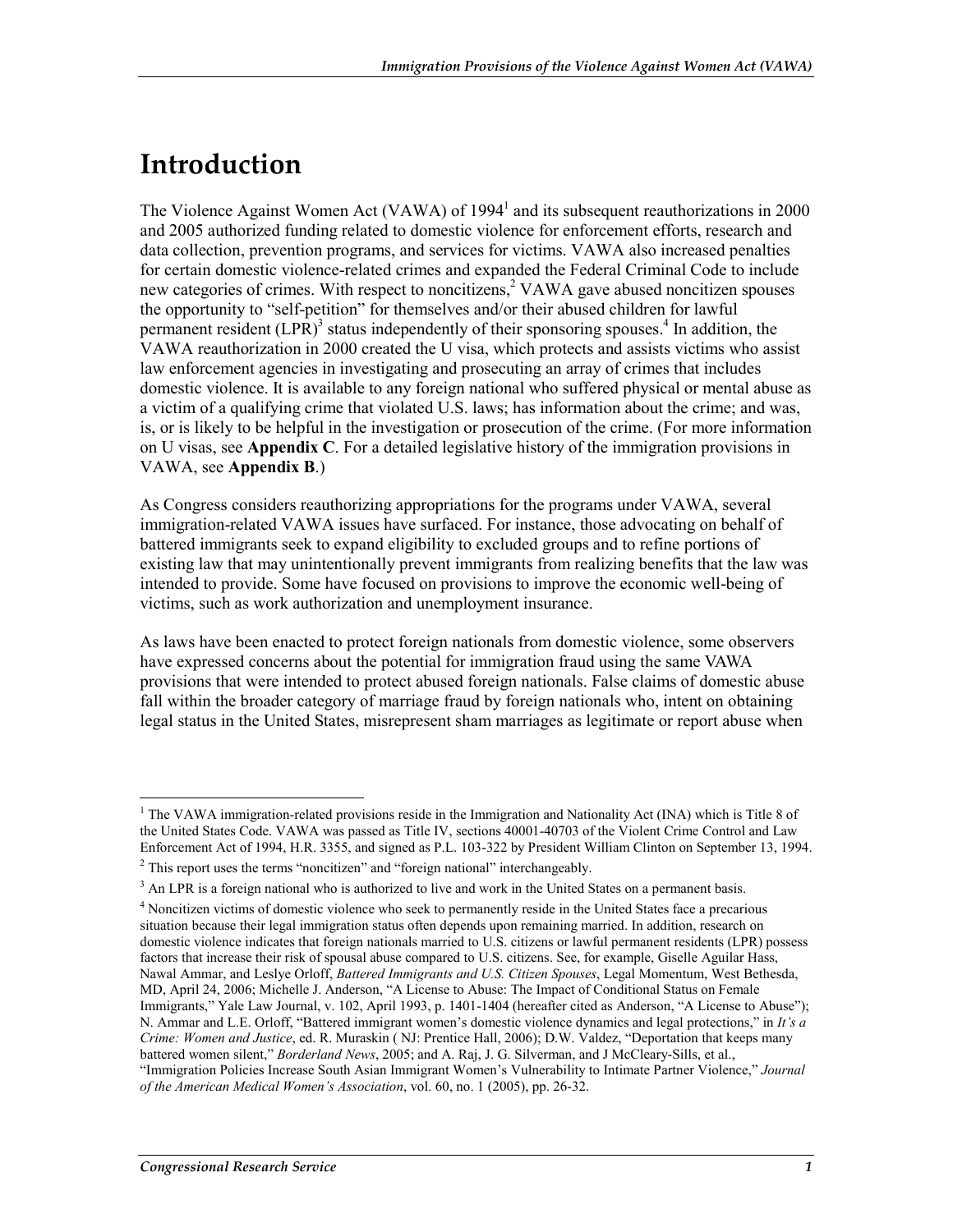# Introduction

The Violence Against Women Act (VAWA) of 1994[1] and its subsequent reauthorizations in 2000 and 2005 authorized funding related to domestic violence for enforcement efforts, research and data collection, prevention programs, and services for victims. VAWA also increased penalties for certain domestic violence-related crimes and expanded the Federal Criminal Code to include new categories of crimes. With respect to noncitizens,[2] VAWA gave abused noncitizen spouses the opportunity to "self-petition" for themselves and/or their abused children for lawful permanent resident (LPR)[3] status independently of their sponsoring spouses.[4] In addition, the VAWA reauthorization in 2000 created the U visa, which protects and assists victims who assist law enforcement agencies in investigating and prosecuting an array of crimes that includes domestic violence. It is available to any foreign national who suffered physical or mental abuse as a victim of a qualifying crime that violated U.S. laws; has information about the crime; and was, is, or is likely to be helpful in the investigation or prosecution of the crime. (For more information on U visas, see **Appendix C**. For a detailed legislative history of the immigration provisions in VAWA, see **Appendix B**.)

As Congress considers reauthorizing appropriations for the programs under VAWA, several immigration-related VAWA issues have surfaced. For instance, those advocating on behalf of battered immigrants seek to expand eligibility to excluded groups and to refine portions of existing law that may unintentionally prevent immigrants from realizing benefits that the law was intended to provide. Some have focused on provisions to improve the economic well-being of victims, such as work authorization and unemployment insurance.

As laws have been enacted to protect foreign nationals from domestic violence, some observers have expressed concerns about the potential for immigration fraud using the same VAWA provisions that were intended to protect abused foreign nationals. False claims of domestic abuse fall within the broader category of marriage fraud by foreign nationals who, intent on obtaining legal status in the United States, misrepresent sham marriages as legitimate or report abuse when

---

[1] The VAWA immigration-related provisions reside in the Immigration and Nationality Act (INA) which is Title 8 of the United States Code. VAWA was passed as Title IV, sections 40001-40703 of the Violent Crime Control and Law Enforcement Act of 1994, H.R. 3355, and signed as P.L. 103-322 by President William Clinton on September 13, 1994.

[2] This report uses the terms "noncitizen" and "foreign national" interchangeably.

[3] An LPR is a foreign national who is authorized to live and work in the United States on a permanent basis.

[4] Noncitizen victims of domestic violence who seek to permanently reside in the United States face a precarious situation because their legal immigration status often depends upon remaining married. In addition, research on domestic violence indicates that foreign nationals married to U.S. citizens or lawful permanent residents (LPR) possess factors that increase their risk of spousal abuse compared to U.S. citizens. See, for example, Giselle Aguilar Hass, Nawal Ammar, and Leslye Orloff, *Battered Immigrants and U.S. Citizen Spouses*, Legal Momentum, West Bethesda, MD, April 24, 2006; Michelle J. Anderson, "A License to Abuse: The Impact of Conditional Status on Female Immigrants," Yale Law Journal, v. 102, April 1993, p. 1401-1404 (hereafter cited as Anderson, "A License to Abuse"); N. Ammar and L.E. Orloff, "Battered immigrant women's domestic violence dynamics and legal protections," in *It's a Crime: Women and Justice*, ed. R. Muraskin ( NJ: Prentice Hall, 2006); D.W. Valdez, "Deportation that keeps many battered women silent," *Borderland News*, 2005; and A. Raj, J. G. Silverman, and J McCleary-Sills, et al., "Immigration Policies Increase South Asian Immigrant Women's Vulnerability to Intimate Partner Violence," *Journal of the American Medical Women's Association*, vol. 60, no. 1 (2005), pp. 26-32.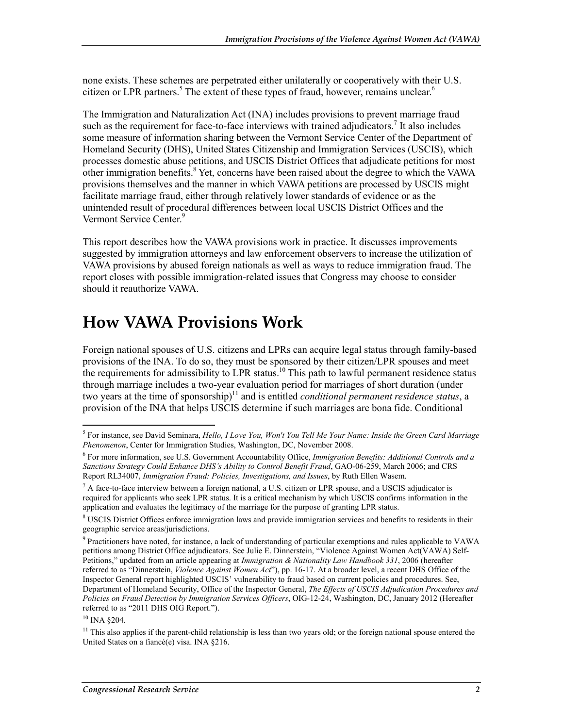none exists. These schemes are perpetrated either unilaterally or cooperatively with their U.S. citizen or LPR partners.[5] The extent of these types of fraud, however, remains unclear.[6]

The Immigration and Naturalization Act (INA) includes provisions to prevent marriage fraud such as the requirement for face-to-face interviews with trained adjudicators.[7] It also includes some measure of information sharing between the Vermont Service Center of the Department of Homeland Security (DHS), United States Citizenship and Immigration Services (USCIS), which processes domestic abuse petitions, and USCIS District Offices that adjudicate petitions for most other immigration benefits.[8] Yet, concerns have been raised about the degree to which the VAWA provisions themselves and the manner in which VAWA petitions are processed by USCIS might facilitate marriage fraud, either through relatively lower standards of evidence or as the unintended result of procedural differences between local USCIS District Offices and the Vermont Service Center.[9]

This report describes how the VAWA provisions work in practice. It discusses improvements suggested by immigration attorneys and law enforcement observers to increase the utilization of VAWA provisions by abused foreign nationals as well as ways to reduce immigration fraud. The report closes with possible immigration-related issues that Congress may choose to consider should it reauthorize VAWA.

# How VAWA Provisions Work

Foreign national spouses of U.S. citizens and LPRs can acquire legal status through family-based provisions of the INA. To do so, they must be sponsored by their citizen/LPR spouses and meet the requirements for admissibility to LPR status.[10] This path to lawful permanent residence status through marriage includes a two-year evaluation period for marriages of short duration (under two years at the time of sponsorship)[11] and is entitled *conditional permanent residence status*, a provision of the INA that helps USCIS determine if such marriages are bona fide. Conditional

---

[5] For instance, see David Seminara, *Hello, I Love You, Won't You Tell Me Your Name: Inside the Green Card Marriage Phenomenon*, Center for Immigration Studies, Washington, DC, November 2008.

[6] For more information, see U.S. Government Accountability Office, *Immigration Benefits: Additional Controls and a Sanctions Strategy Could Enhance DHS's Ability to Control Benefit Fraud*, GAO-06-259, March 2006; and CRS Report RL34007, *Immigration Fraud: Policies, Investigations, and Issues*, by Ruth Ellen Wasem.

[7] A face-to-face interview between a foreign national, a U.S. citizen or LPR spouse, and a USCIS adjudicator is required for applicants who seek LPR status. It is a critical mechanism by which USCIS confirms information in the application and evaluates the legitimacy of the marriage for the purpose of granting LPR status.

[8] USCIS District Offices enforce immigration laws and provide immigration services and benefits to residents in their geographic service areas/jurisdictions.

[9] Practitioners have noted, for instance, a lack of understanding of particular exemptions and rules applicable to VAWA petitions among District Office adjudicators. See Julie E. Dinnerstein, "Violence Against Women Act(VAWA) Self-Petitions," updated from an article appearing at *Immigration & Nationality Law Handbook 331*, 2006 (hereafter referred to as "Dinnerstein, *Violence Against Women Act*"), pp. 16-17. At a broader level, a recent DHS Office of the Inspector General report highlighted USCIS' vulnerability to fraud based on current policies and procedures. See, Department of Homeland Security, Office of the Inspector General, *The Effects of USCIS Adjudication Procedures and Policies on Fraud Detection by Immigration Services Officers*, OIG-12-24, Washington, DC, January 2012 (Hereafter referred to as "2011 DHS OIG Report.").

[10] INA §204.

[11] This also applies if the parent-child relationship is less than two years old; or the foreign national spouse entered the United States on a fiancé(e) visa. INA §216.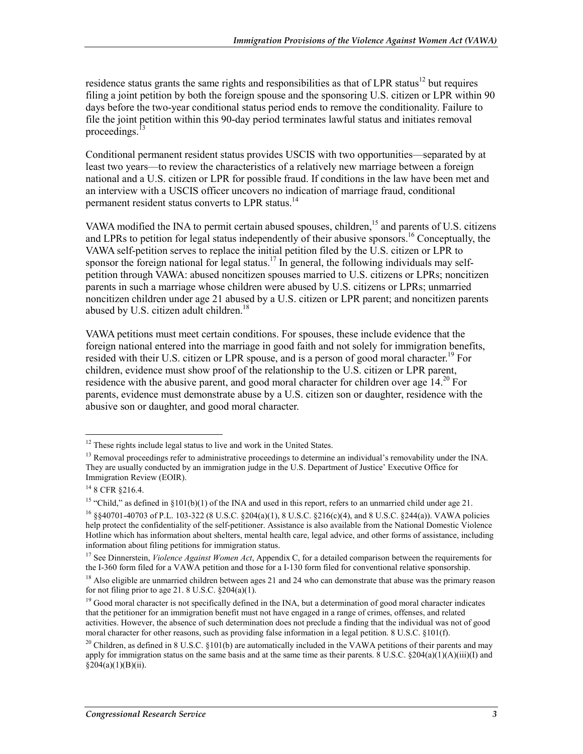residence status grants the same rights and responsibilities as that of LPR status[12] but requires filing a joint petition by both the foreign spouse and the sponsoring U.S. citizen or LPR within 90 days before the two-year conditional status period ends to remove the conditionality. Failure to file the joint petition within this 90-day period terminates lawful status and initiates removal proceedings.[13]

Conditional permanent resident status provides USCIS with two opportunities—separated by at least two years—to review the characteristics of a relatively new marriage between a foreign national and a U.S. citizen or LPR for possible fraud. If conditions in the law have been met and an interview with a USCIS officer uncovers no indication of marriage fraud, conditional permanent resident status converts to LPR status.[14]

VAWA modified the INA to permit certain abused spouses, children,[15] and parents of U.S. citizens and LPRs to petition for legal status independently of their abusive sponsors.[16] Conceptually, the VAWA self-petition serves to replace the initial petition filed by the U.S. citizen or LPR to sponsor the foreign national for legal status.[17] In general, the following individuals may self-petition through VAWA: abused noncitizen spouses married to U.S. citizens or LPRs; noncitizen parents in such a marriage whose children were abused by U.S. citizens or LPRs; unmarried noncitizen children under age 21 abused by a U.S. citizen or LPR parent; and noncitizen parents abused by U.S. citizen adult children.[18]

VAWA petitions must meet certain conditions. For spouses, these include evidence that the foreign national entered into the marriage in good faith and not solely for immigration benefits, resided with their U.S. citizen or LPR spouse, and is a person of good moral character.[19] For children, evidence must show proof of the relationship to the U.S. citizen or LPR parent, residence with the abusive parent, and good moral character for children over age 14.[20] For parents, evidence must demonstrate abuse by a U.S. citizen son or daughter, residence with the abusive son or daughter, and good moral character.

---

[12] These rights include legal status to live and work in the United States.

[13] Removal proceedings refer to administrative proceedings to determine an individual's removability under the INA. They are usually conducted by an immigration judge in the U.S. Department of Justice' Executive Office for Immigration Review (EOIR).

[14] 8 CFR §216.4.

[15] "Child," as defined in §101(b)(1) of the INA and used in this report, refers to an unmarried child under age 21.

[16] §§40701-40703 of P.L. 103-322 (8 U.S.C. §204(a)(1), 8 U.S.C. §216(c)(4), and 8 U.S.C. §244(a)). VAWA policies help protect the confidentiality of the self-petitioner. Assistance is also available from the National Domestic Violence Hotline which has information about shelters, mental health care, legal advice, and other forms of assistance, including information about filing petitions for immigration status.

[17] See Dinnerstein, *Violence Against Women Act*, Appendix C, for a detailed comparison between the requirements for the I-360 form filed for a VAWA petition and those for a I-130 form filed for conventional relative sponsorship.

[18] Also eligible are unmarried children between ages 21 and 24 who can demonstrate that abuse was the primary reason for not filing prior to age 21. 8 U.S.C. §204(a)(1).

[19] Good moral character is not specifically defined in the INA, but a determination of good moral character indicates that the petitioner for an immigration benefit must not have engaged in a range of crimes, offenses, and related activities. However, the absence of such determination does not preclude a finding that the individual was not of good moral character for other reasons, such as providing false information in a legal petition. 8 U.S.C. §101(f).

[20] Children, as defined in 8 U.S.C. §101(b) are automatically included in the VAWA petitions of their parents and may apply for immigration status on the same basis and at the same time as their parents. 8 U.S.C. §204(a)(1)(A)(iii)(I) and §204(a)(1)(B)(ii).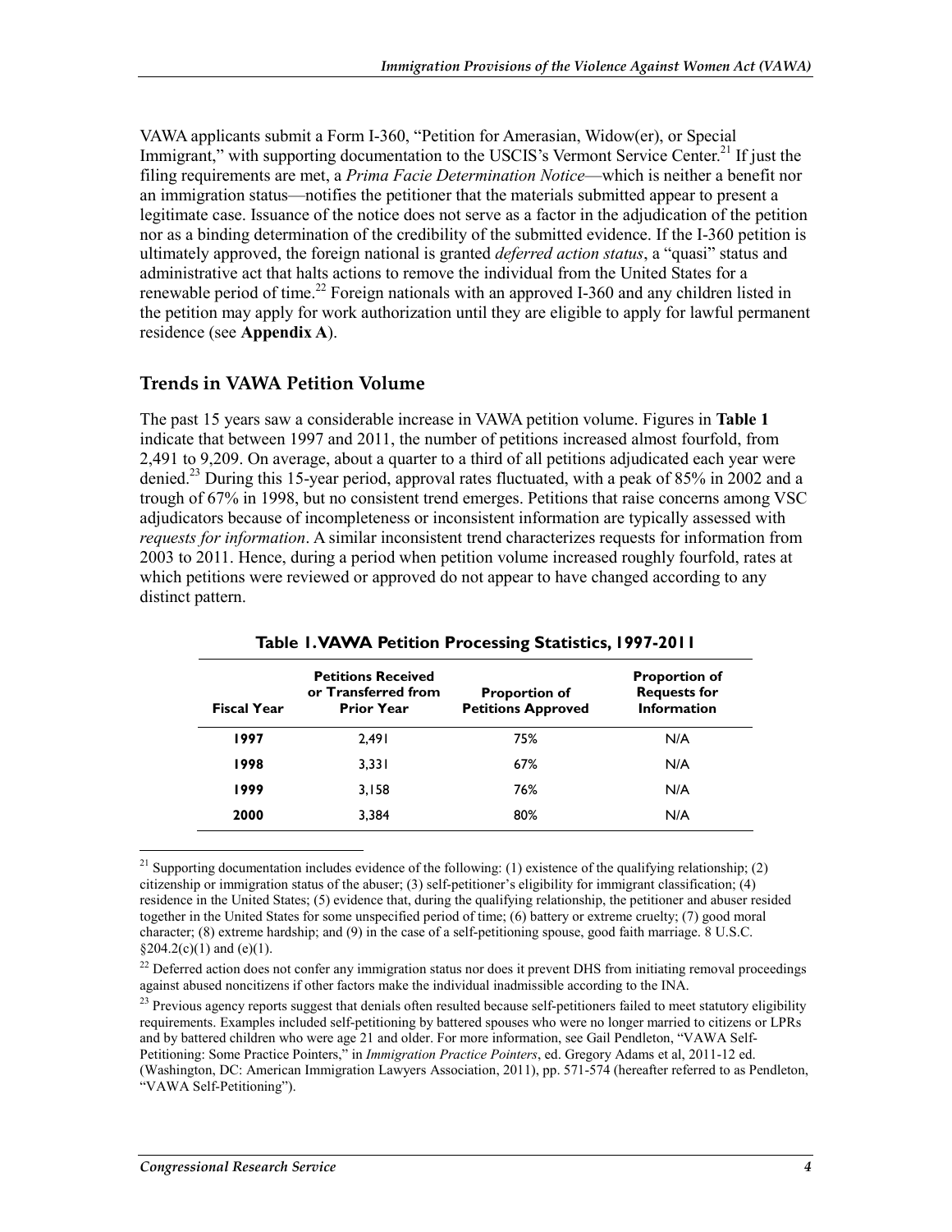VAWA applicants submit a Form I-360, "Petition for Amerasian, Widow(er), or Special Immigrant," with supporting documentation to the USCIS's Vermont Service Center.[21] If just the filing requirements are met, a *Prima Facie Determination Notice*—which is neither a benefit nor an immigration status—notifies the petitioner that the materials submitted appear to present a legitimate case. Issuance of the notice does not serve as a factor in the adjudication of the petition nor as a binding determination of the credibility of the submitted evidence. If the I-360 petition is ultimately approved, the foreign national is granted *deferred action status*, a "quasi" status and administrative act that halts actions to remove the individual from the United States for a renewable period of time.[22] Foreign nationals with an approved I-360 and any children listed in the petition may apply for work authorization until they are eligible to apply for lawful permanent residence (see **Appendix A**).

## Trends in VAWA Petition Volume

The past 15 years saw a considerable increase in VAWA petition volume. Figures in **Table 1** indicate that between 1997 and 2011, the number of petitions increased almost fourfold, from 2,491 to 9,209. On average, about a quarter to a third of all petitions adjudicated each year were denied.[23] During this 15-year period, approval rates fluctuated, with a peak of 85% in 2002 and a trough of 67% in 1998, but no consistent trend emerges. Petitions that raise concerns among VSC adjudicators because of incompleteness or inconsistent information are typically assessed with *requests for information*. A similar inconsistent trend characterizes requests for information from 2003 to 2011. Hence, during a period when petition volume increased roughly fourfold, rates at which petitions were reviewed or approved do not appear to have changed according to any distinct pattern.

**Table 1. VAWA Petition Processing Statistics, 1997-2011**

| Fiscal Year | Petitions Received or Transferred from Prior Year | Proportion of Petitions Approved | Proportion of Requests for Information |
|---|---|---|---|
| **1997** | 2,491 | 75% | N/A |
| **1998** | 3,331 | 67% | N/A |
| **1999** | 3,158 | 76% | N/A |
| **2000** | 3,384 | 80% | N/A |

[21] Supporting documentation includes evidence of the following: (1) existence of the qualifying relationship; (2) citizenship or immigration status of the abuser; (3) self-petitioner's eligibility for immigrant classification; (4) residence in the United States; (5) evidence that, during the qualifying relationship, the petitioner and abuser resided together in the United States for some unspecified period of time; (6) battery or extreme cruelty; (7) good moral character; (8) extreme hardship; and (9) in the case of a self-petitioning spouse, good faith marriage. 8 U.S.C. §204.2(c)(1) and (e)(1).

[22] Deferred action does not confer any immigration status nor does it prevent DHS from initiating removal proceedings against abused noncitizens if other factors make the individual inadmissible according to the INA.

[23] Previous agency reports suggest that denials often resulted because self-petitioners failed to meet statutory eligibility requirements. Examples included self-petitioning by battered spouses who were no longer married to citizens or LPRs and by battered children who were age 21 and older. For more information, see Gail Pendleton, "VAWA Self-Petitioning: Some Practice Pointers," in *Immigration Practice Pointers*, ed. Gregory Adams et al, 2011-12 ed. (Washington, DC: American Immigration Lawyers Association, 2011), pp. 571-574 (hereafter referred to as Pendleton, "VAWA Self-Petitioning").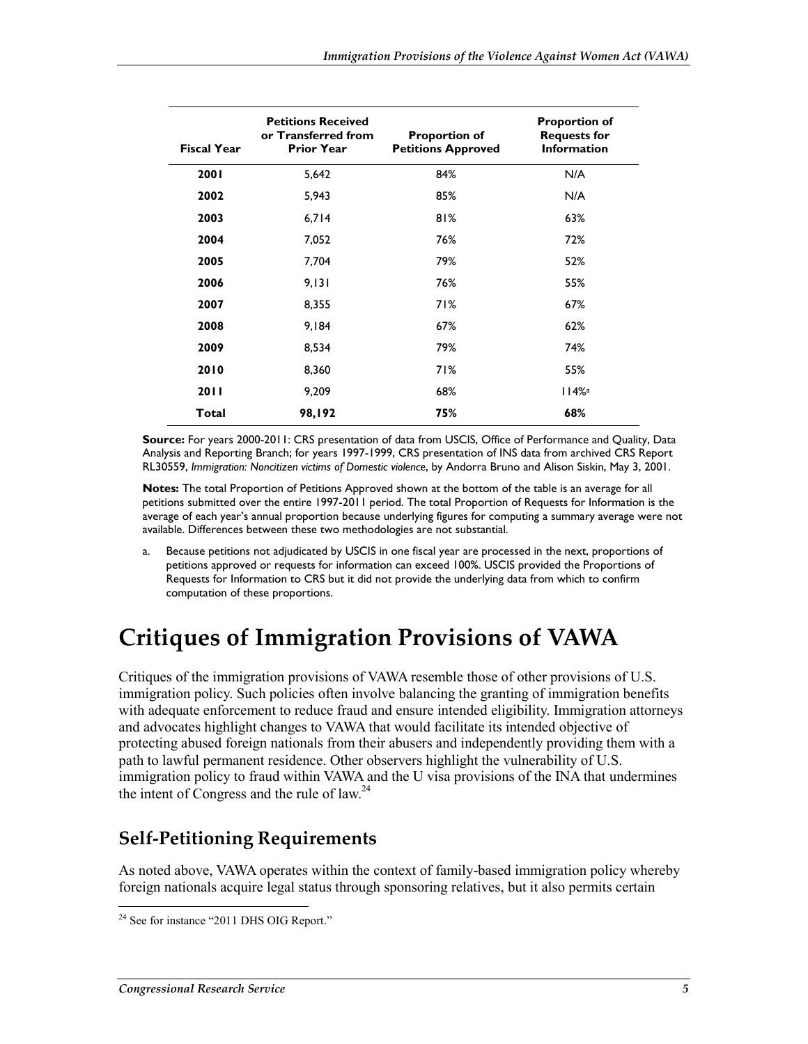| Fiscal Year | Petitions Received or Transferred from Prior Year | Proportion of Petitions Approved | Proportion of Requests for Information |
| --- | --- | --- | --- |
| **2001** | 5,642 | 84% | N/A |
| **2002** | 5,943 | 85% | N/A |
| **2003** | 6,714 | 81% | 63% |
| **2004** | 7,052 | 76% | 72% |
| **2005** | 7,704 | 79% | 52% |
| **2006** | 9,131 | 76% | 55% |
| **2007** | 8,355 | 71% | 67% |
| **2008** | 9,184 | 67% | 62% |
| **2009** | 8,534 | 79% | 74% |
| **2010** | 8,360 | 71% | 55% |
| **2011** | 9,209 | 68% | 114%[a] |
| **Total** | **98,192** | **75%** | **68%** |

**Source:** For years 2000-2011: CRS presentation of data from USCIS, Office of Performance and Quality, Data Analysis and Reporting Branch; for years 1997-1999, CRS presentation of INS data from archived CRS Report RL30559, *Immigration: Noncitizen victims of Domestic violence*, by Andorra Bruno and Alison Siskin, May 3, 2001.

**Notes:** The total Proportion of Petitions Approved shown at the bottom of the table is an average for all petitions submitted over the entire 1997-2011 period. The total Proportion of Requests for Information is the average of each year's annual proportion because underlying figures for computing a summary average were not available. Differences between these two methodologies are not substantial.

a. Because petitions not adjudicated by USCIS in one fiscal year are processed in the next, proportions of petitions approved or requests for information can exceed 100%. USCIS provided the Proportions of Requests for Information to CRS but it did not provide the underlying data from which to confirm computation of these proportions.

# Critiques of Immigration Provisions of VAWA

Critiques of the immigration provisions of VAWA resemble those of other provisions of U.S. immigration policy. Such policies often involve balancing the granting of immigration benefits with adequate enforcement to reduce fraud and ensure intended eligibility. Immigration attorneys and advocates highlight changes to VAWA that would facilitate its intended objective of protecting abused foreign nationals from their abusers and independently providing them with a path to lawful permanent residence. Other observers highlight the vulnerability of U.S. immigration policy to fraud within VAWA and the U visa provisions of the INA that undermines the intent of Congress and the rule of law.[24]

## Self-Petitioning Requirements

As noted above, VAWA operates within the context of family-based immigration policy whereby foreign nationals acquire legal status through sponsoring relatives, but it also permits certain

[24] See for instance "2011 DHS OIG Report."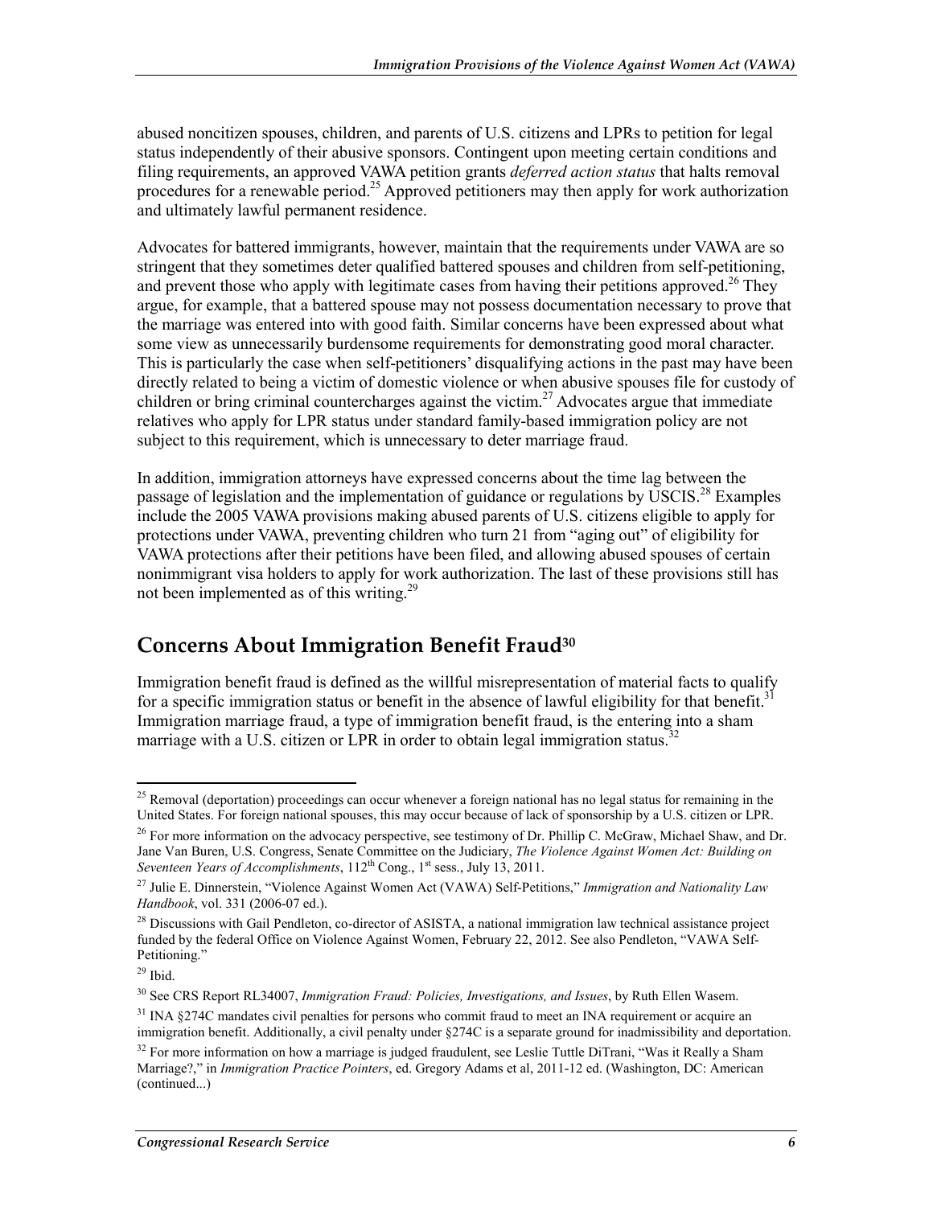abused noncitizen spouses, children, and parents of U.S. citizens and LPRs to petition for legal status independently of their abusive sponsors. Contingent upon meeting certain conditions and filing requirements, an approved VAWA petition grants *deferred action status* that halts removal procedures for a renewable period.[25] Approved petitioners may then apply for work authorization and ultimately lawful permanent residence.

Advocates for battered immigrants, however, maintain that the requirements under VAWA are so stringent that they sometimes deter qualified battered spouses and children from self-petitioning, and prevent those who apply with legitimate cases from having their petitions approved.[26] They argue, for example, that a battered spouse may not possess documentation necessary to prove that the marriage was entered into with good faith. Similar concerns have been expressed about what some view as unnecessarily burdensome requirements for demonstrating good moral character. This is particularly the case when self-petitioners' disqualifying actions in the past may have been directly related to being a victim of domestic violence or when abusive spouses file for custody of children or bring criminal countercharges against the victim.[27] Advocates argue that immediate relatives who apply for LPR status under standard family-based immigration policy are not subject to this requirement, which is unnecessary to deter marriage fraud.

In addition, immigration attorneys have expressed concerns about the time lag between the passage of legislation and the implementation of guidance or regulations by USCIS.[28] Examples include the 2005 VAWA provisions making abused parents of U.S. citizens eligible to apply for protections under VAWA, preventing children who turn 21 from "aging out" of eligibility for VAWA protections after their petitions have been filed, and allowing abused spouses of certain nonimmigrant visa holders to apply for work authorization. The last of these provisions still has not been implemented as of this writing.[29]

## Concerns About Immigration Benefit Fraud[30]

Immigration benefit fraud is defined as the willful misrepresentation of material facts to qualify for a specific immigration status or benefit in the absence of lawful eligibility for that benefit.[31] Immigration marriage fraud, a type of immigration benefit fraud, is the entering into a sham marriage with a U.S. citizen or LPR in order to obtain legal immigration status.[32]

---

[25] Removal (deportation) proceedings can occur whenever a foreign national has no legal status for remaining in the United States. For foreign national spouses, this may occur because of lack of sponsorship by a U.S. citizen or LPR.

[26] For more information on the advocacy perspective, see testimony of Dr. Phillip C. McGraw, Michael Shaw, and Dr. Jane Van Buren, U.S. Congress, Senate Committee on the Judiciary, *The Violence Against Women Act: Building on Seventeen Years of Accomplishments*, 112th Cong., 1st sess., July 13, 2011.

[27] Julie E. Dinnerstein, "Violence Against Women Act (VAWA) Self-Petitions," *Immigration and Nationality Law Handbook*, vol. 331 (2006-07 ed.).

[28] Discussions with Gail Pendleton, co-director of ASISTA, a national immigration law technical assistance project funded by the federal Office on Violence Against Women, February 22, 2012. See also Pendleton, "VAWA Self-Petitioning."

[29] Ibid.

[30] See CRS Report RL34007, *Immigration Fraud: Policies, Investigations, and Issues*, by Ruth Ellen Wasem.

[31] INA §274C mandates civil penalties for persons who commit fraud to meet an INA requirement or acquire an immigration benefit. Additionally, a civil penalty under §274C is a separate ground for inadmissibility and deportation.

[32] For more information on how a marriage is judged fraudulent, see Leslie Tuttle DiTrani, "Was it Really a Sham Marriage?," in *Immigration Practice Pointers*, ed. Gregory Adams et al, 2011-12 ed. (Washington, DC: American (continued...)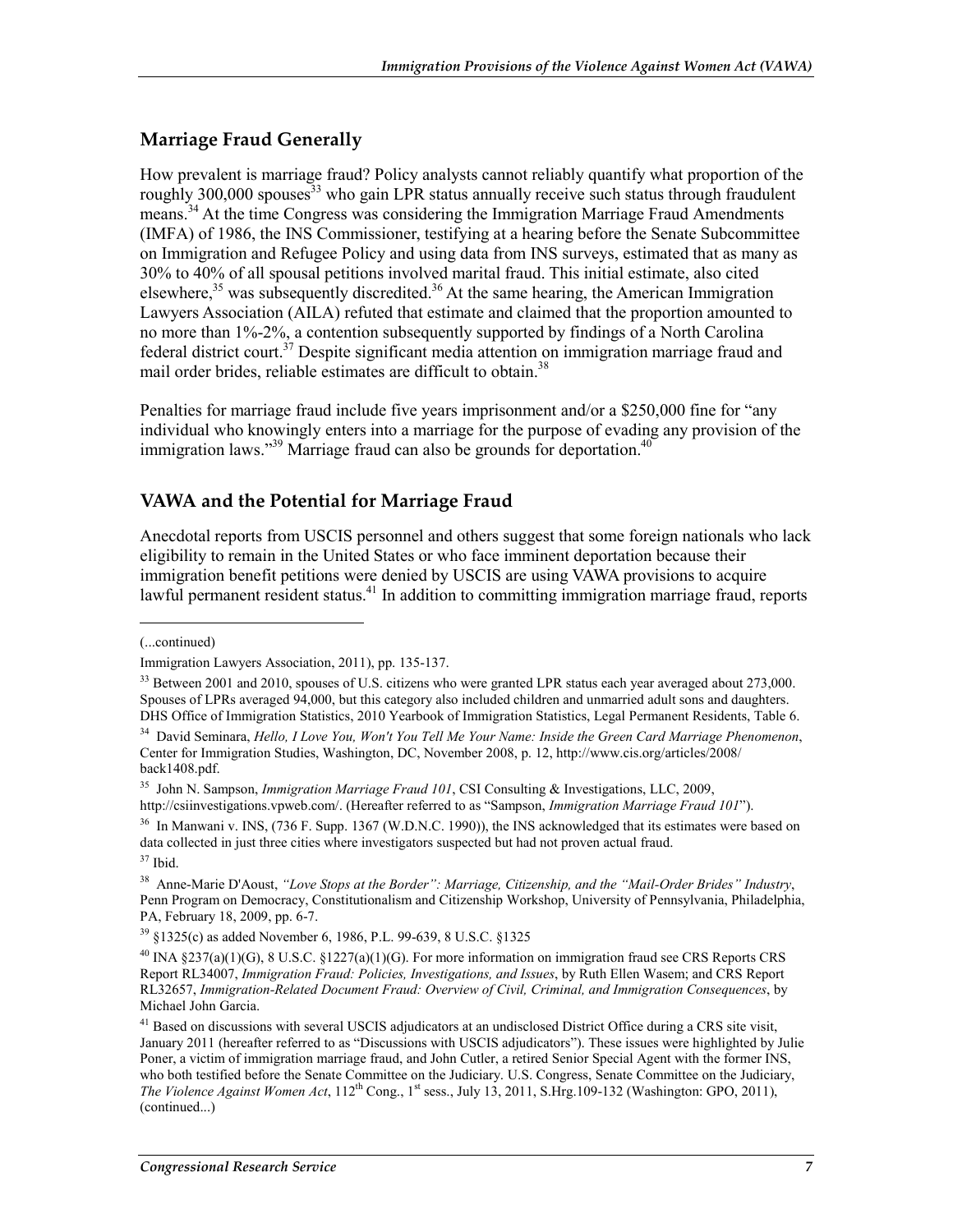## Marriage Fraud Generally

How prevalent is marriage fraud? Policy analysts cannot reliably quantify what proportion of the roughly 300,000 spouses[33] who gain LPR status annually receive such status through fraudulent means.[34] At the time Congress was considering the Immigration Marriage Fraud Amendments (IMFA) of 1986, the INS Commissioner, testifying at a hearing before the Senate Subcommittee on Immigration and Refugee Policy and using data from INS surveys, estimated that as many as 30% to 40% of all spousal petitions involved marital fraud. This initial estimate, also cited elsewhere,[35] was subsequently discredited.[36] At the same hearing, the American Immigration Lawyers Association (AILA) refuted that estimate and claimed that the proportion amounted to no more than 1%-2%, a contention subsequently supported by findings of a North Carolina federal district court.[37] Despite significant media attention on immigration marriage fraud and mail order brides, reliable estimates are difficult to obtain.[38]

Penalties for marriage fraud include five years imprisonment and/or a $250,000 fine for "any individual who knowingly enters into a marriage for the purpose of evading any provision of the immigration laws."[39] Marriage fraud can also be grounds for deportation.[40]

## VAWA and the Potential for Marriage Fraud

Anecdotal reports from USCIS personnel and others suggest that some foreign nationals who lack eligibility to remain in the United States or who face imminent deportation because their immigration benefit petitions were denied by USCIS are using VAWA provisions to acquire lawful permanent resident status.[41] In addition to committing immigration marriage fraud, reports

---

(...continued)

Immigration Lawyers Association, 2011), pp. 135-137.

[33] Between 2001 and 2010, spouses of U.S. citizens who were granted LPR status each year averaged about 273,000. Spouses of LPRs averaged 94,000, but this category also included children and unmarried adult sons and daughters. DHS Office of Immigration Statistics, 2010 Yearbook of Immigration Statistics, Legal Permanent Residents, Table 6.

[34] David Seminara, *Hello, I Love You, Won't You Tell Me Your Name: Inside the Green Card Marriage Phenomenon*, Center for Immigration Studies, Washington, DC, November 2008, p. 12, http://www.cis.org/articles/2008/back1408.pdf.

[35] John N. Sampson, *Immigration Marriage Fraud 101*, CSI Consulting & Investigations, LLC, 2009, http://csiinvestigations.vpweb.com/. (Hereafter referred to as "Sampson, *Immigration Marriage Fraud 101*").

[36] In Manwani v. INS, (736 F. Supp. 1367 (W.D.N.C. 1990)), the INS acknowledged that its estimates were based on data collected in just three cities where investigators suspected but had not proven actual fraud.

[37] Ibid.

[38] Anne-Marie D'Aoust, *"Love Stops at the Border": Marriage, Citizenship, and the "Mail-Order Brides" Industry*, Penn Program on Democracy, Constitutionalism and Citizenship Workshop, University of Pennsylvania, Philadelphia, PA, February 18, 2009, pp. 6-7.

[39] §1325(c) as added November 6, 1986, P.L. 99-639, 8 U.S.C. §1325

[40] INA §237(a)(1)(G), 8 U.S.C. §1227(a)(1)(G). For more information on immigration fraud see CRS Reports CRS Report RL34007, *Immigration Fraud: Policies, Investigations, and Issues*, by Ruth Ellen Wasem; and CRS Report RL32657, *Immigration-Related Document Fraud: Overview of Civil, Criminal, and Immigration Consequences*, by Michael John Garcia.

[41] Based on discussions with several USCIS adjudicators at an undisclosed District Office during a CRS site visit, January 2011 (hereafter referred to as "Discussions with USCIS adjudicators"). These issues were highlighted by Julie Poner, a victim of immigration marriage fraud, and John Cutler, a retired Senior Special Agent with the former INS, who both testified before the Senate Committee on the Judiciary. U.S. Congress, Senate Committee on the Judiciary, *The Violence Against Women Act*, 112th Cong., 1st sess., July 13, 2011, S.Hrg.109-132 (Washington: GPO, 2011), (continued...)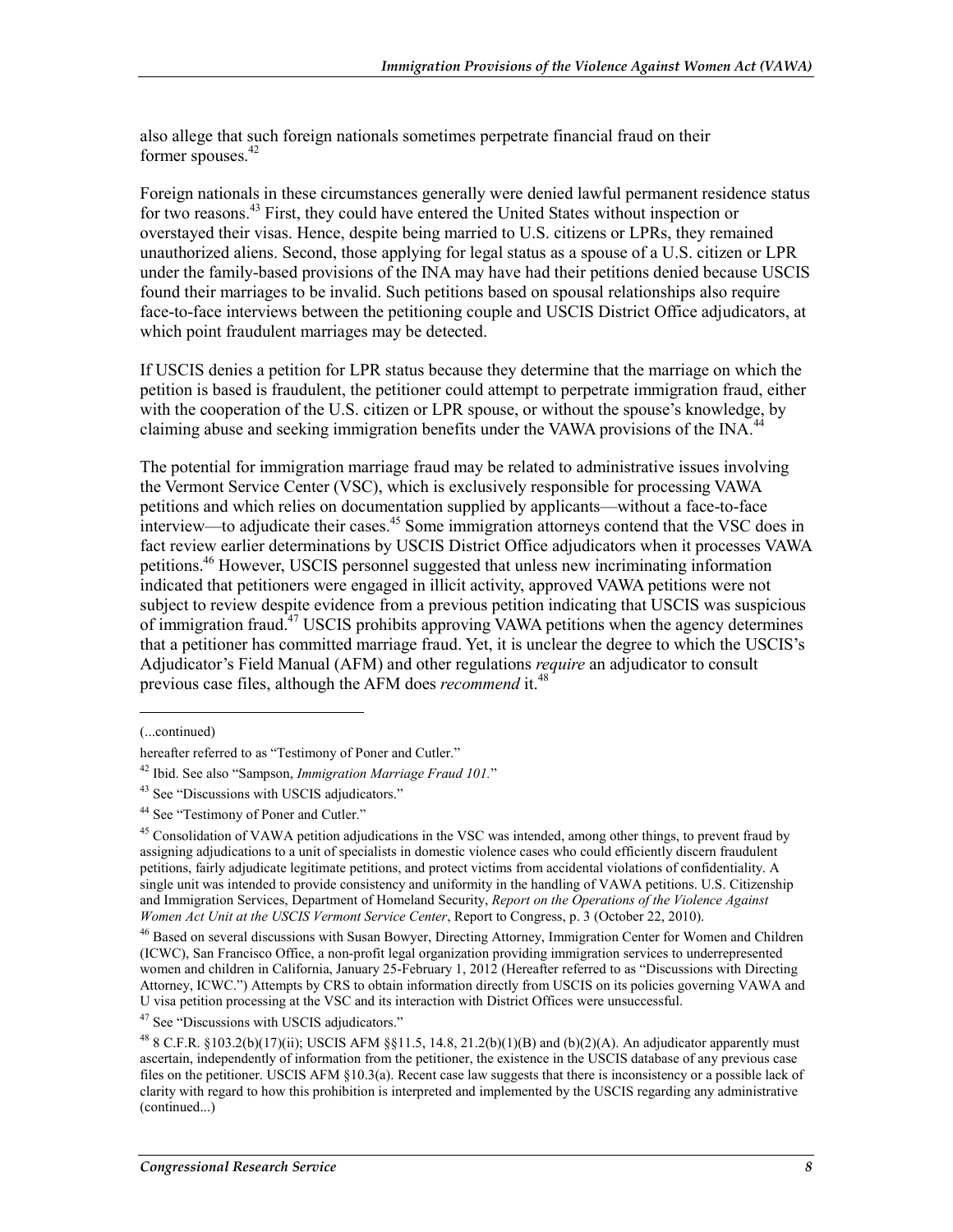also allege that such foreign nationals sometimes perpetrate financial fraud on their former spouses.[42]

Foreign nationals in these circumstances generally were denied lawful permanent residence status for two reasons.[43] First, they could have entered the United States without inspection or overstayed their visas. Hence, despite being married to U.S. citizens or LPRs, they remained unauthorized aliens. Second, those applying for legal status as a spouse of a U.S. citizen or LPR under the family-based provisions of the INA may have had their petitions denied because USCIS found their marriages to be invalid. Such petitions based on spousal relationships also require face-to-face interviews between the petitioning couple and USCIS District Office adjudicators, at which point fraudulent marriages may be detected.

If USCIS denies a petition for LPR status because they determine that the marriage on which the petition is based is fraudulent, the petitioner could attempt to perpetrate immigration fraud, either with the cooperation of the U.S. citizen or LPR spouse, or without the spouse's knowledge, by claiming abuse and seeking immigration benefits under the VAWA provisions of the INA.[44]

The potential for immigration marriage fraud may be related to administrative issues involving the Vermont Service Center (VSC), which is exclusively responsible for processing VAWA petitions and which relies on documentation supplied by applicants—without a face-to-face interview—to adjudicate their cases.[45] Some immigration attorneys contend that the VSC does in fact review earlier determinations by USCIS District Office adjudicators when it processes VAWA petitions.[46] However, USCIS personnel suggested that unless new incriminating information indicated that petitioners were engaged in illicit activity, approved VAWA petitions were not subject to review despite evidence from a previous petition indicating that USCIS was suspicious of immigration fraud.[47] USCIS prohibits approving VAWA petitions when the agency determines that a petitioner has committed marriage fraud. Yet, it is unclear the degree to which the USCIS's Adjudicator's Field Manual (AFM) and other regulations *require* an adjudicator to consult previous case files, although the AFM does *recommend* it.[48]

---

(...continued)

hereafter referred to as "Testimony of Poner and Cutler."

[42] Ibid. See also "Sampson, *Immigration Marriage Fraud 101.*"

[43] See "Discussions with USCIS adjudicators."

[44] See "Testimony of Poner and Cutler."

[45] Consolidation of VAWA petition adjudications in the VSC was intended, among other things, to prevent fraud by assigning adjudications to a unit of specialists in domestic violence cases who could efficiently discern fraudulent petitions, fairly adjudicate legitimate petitions, and protect victims from accidental violations of confidentiality. A single unit was intended to provide consistency and uniformity in the handling of VAWA petitions. U.S. Citizenship and Immigration Services, Department of Homeland Security, *Report on the Operations of the Violence Against Women Act Unit at the USCIS Vermont Service Center*, Report to Congress, p. 3 (October 22, 2010).

[46] Based on several discussions with Susan Bowyer, Directing Attorney, Immigration Center for Women and Children (ICWC), San Francisco Office, a non-profit legal organization providing immigration services to underrepresented women and children in California, January 25-February 1, 2012 (Hereafter referred to as "Discussions with Directing Attorney, ICWC.") Attempts by CRS to obtain information directly from USCIS on its policies governing VAWA and U visa petition processing at the VSC and its interaction with District Offices were unsuccessful.

[47] See "Discussions with USCIS adjudicators."

[48] 8 C.F.R. §103.2(b)(17)(ii); USCIS AFM §§11.5, 14.8, 21.2(b)(1)(B) and (b)(2)(A). An adjudicator apparently must ascertain, independently of information from the petitioner, the existence in the USCIS database of any previous case files on the petitioner. USCIS AFM §10.3(a). Recent case law suggests that there is inconsistency or a possible lack of clarity with regard to how this prohibition is interpreted and implemented by the USCIS regarding any administrative (continued...)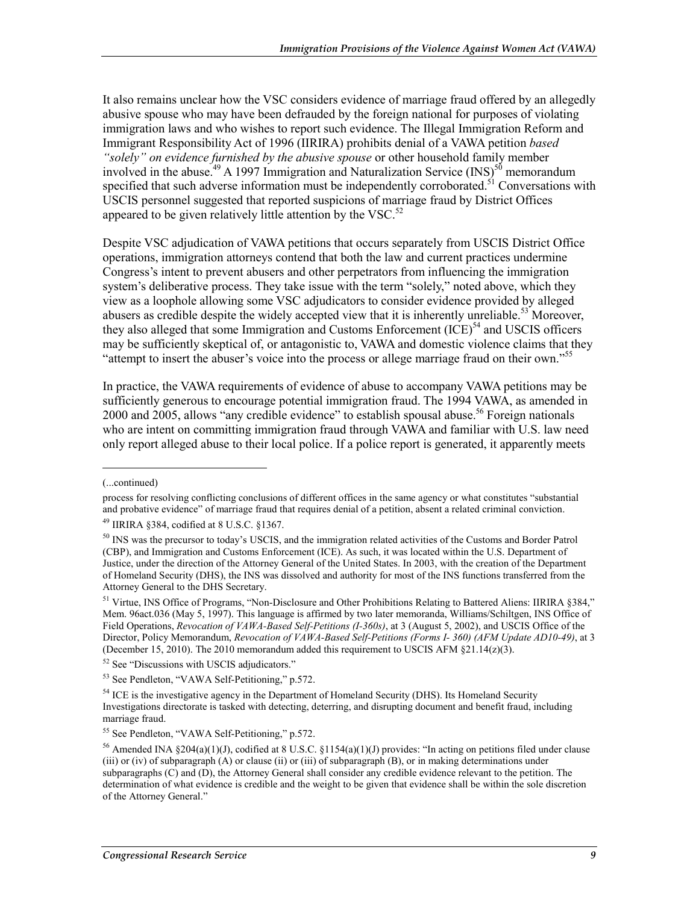It also remains unclear how the VSC considers evidence of marriage fraud offered by an allegedly abusive spouse who may have been defrauded by the foreign national for purposes of violating immigration laws and who wishes to report such evidence. The Illegal Immigration Reform and Immigrant Responsibility Act of 1996 (IIRIRA) prohibits denial of a VAWA petition *based "solely" on evidence furnished by the abusive spouse* or other household family member involved in the abuse.[49] A 1997 Immigration and Naturalization Service (INS)[50] memorandum specified that such adverse information must be independently corroborated.[51] Conversations with USCIS personnel suggested that reported suspicions of marriage fraud by District Offices appeared to be given relatively little attention by the VSC.[52]

Despite VSC adjudication of VAWA petitions that occurs separately from USCIS District Office operations, immigration attorneys contend that both the law and current practices undermine Congress's intent to prevent abusers and other perpetrators from influencing the immigration system's deliberative process. They take issue with the term "solely," noted above, which they view as a loophole allowing some VSC adjudicators to consider evidence provided by alleged abusers as credible despite the widely accepted view that it is inherently unreliable.[53] Moreover, they also alleged that some Immigration and Customs Enforcement (ICE)[54] and USCIS officers may be sufficiently skeptical of, or antagonistic to, VAWA and domestic violence claims that they "attempt to insert the abuser's voice into the process or allege marriage fraud on their own."[55]

In practice, the VAWA requirements of evidence of abuse to accompany VAWA petitions may be sufficiently generous to encourage potential immigration fraud. The 1994 VAWA, as amended in 2000 and 2005, allows "any credible evidence" to establish spousal abuse.[56] Foreign nationals who are intent on committing immigration fraud through VAWA and familiar with U.S. law need only report alleged abuse to their local police. If a police report is generated, it apparently meets

---

(...continued)

process for resolving conflicting conclusions of different offices in the same agency or what constitutes "substantial and probative evidence" of marriage fraud that requires denial of a petition, absent a related criminal conviction.

[49] IIRIRA §384, codified at 8 U.S.C. §1367.

[50] INS was the precursor to today's USCIS, and the immigration related activities of the Customs and Border Patrol (CBP), and Immigration and Customs Enforcement (ICE). As such, it was located within the U.S. Department of Justice, under the direction of the Attorney General of the United States. In 2003, with the creation of the Department of Homeland Security (DHS), the INS was dissolved and authority for most of the INS functions transferred from the Attorney General to the DHS Secretary.

[51] Virtue, INS Office of Programs, "Non-Disclosure and Other Prohibitions Relating to Battered Aliens: IIRIRA §384," Mem. 96act.036 (May 5, 1997). This language is affirmed by two later memoranda, Williams/Schiltgen, INS Office of Field Operations, *Revocation of VAWA-Based Self-Petitions (I-360s)*, at 3 (August 5, 2002), and USCIS Office of the Director, Policy Memorandum, *Revocation of VAWA-Based Self-Petitions (Forms I- 360) (AFM Update AD10-49)*, at 3 (December 15, 2010). The 2010 memorandum added this requirement to USCIS AFM §21.14(z)(3).

[52] See "Discussions with USCIS adjudicators."

[53] See Pendleton, "VAWA Self-Petitioning," p.572.

[54] ICE is the investigative agency in the Department of Homeland Security (DHS). Its Homeland Security Investigations directorate is tasked with detecting, deterring, and disrupting document and benefit fraud, including marriage fraud.

[55] See Pendleton, "VAWA Self-Petitioning," p.572.

[56] Amended INA §204(a)(1)(J), codified at 8 U.S.C. §1154(a)(1)(J) provides: "In acting on petitions filed under clause (iii) or (iv) of subparagraph (A) or clause (ii) or (iii) of subparagraph (B), or in making determinations under subparagraphs (C) and (D), the Attorney General shall consider any credible evidence relevant to the petition. The determination of what evidence is credible and the weight to be given that evidence shall be within the sole discretion of the Attorney General."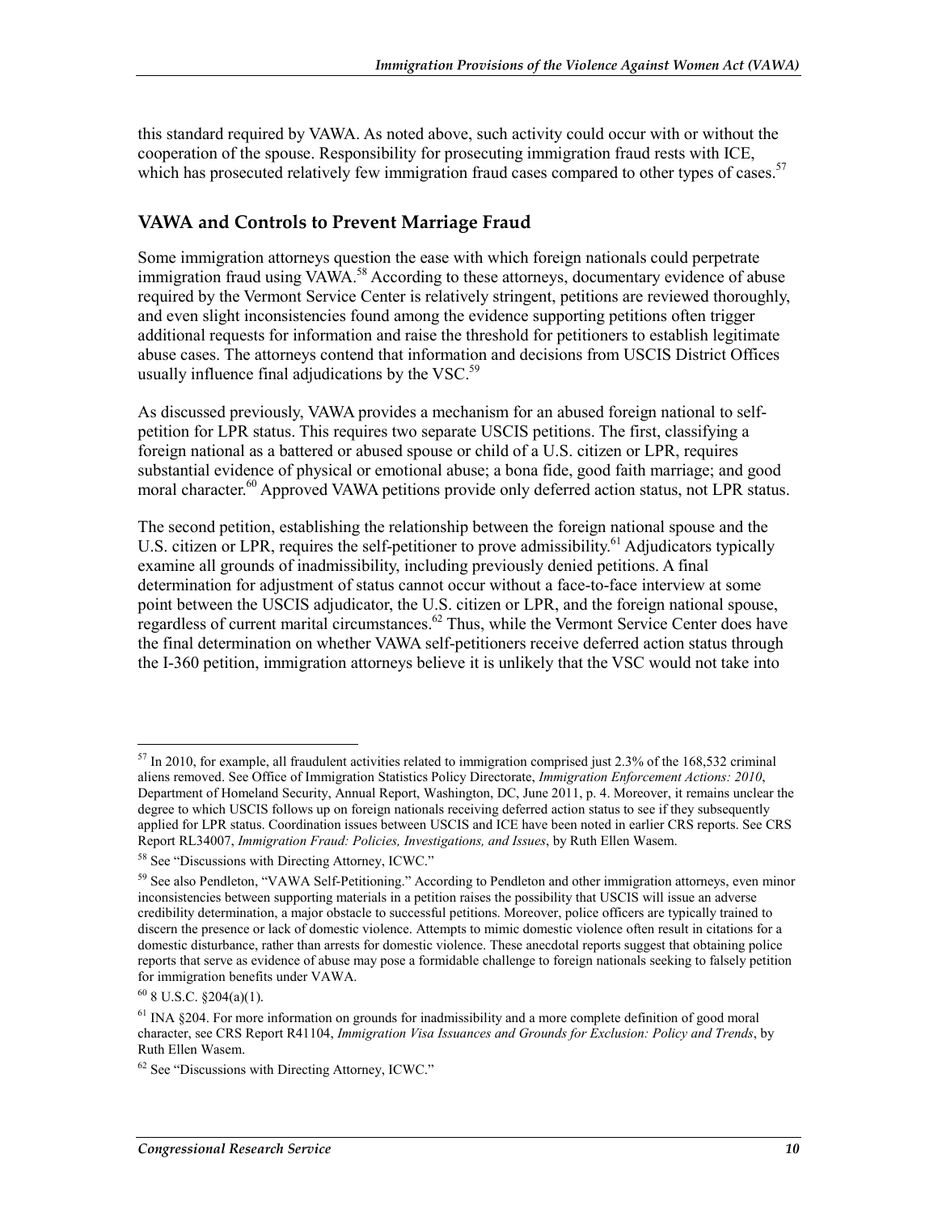this standard required by VAWA. As noted above, such activity could occur with or without the cooperation of the spouse. Responsibility for prosecuting immigration fraud rests with ICE, which has prosecuted relatively few immigration fraud cases compared to other types of cases.[57]

## VAWA and Controls to Prevent Marriage Fraud

Some immigration attorneys question the ease with which foreign nationals could perpetrate immigration fraud using VAWA.[58] According to these attorneys, documentary evidence of abuse required by the Vermont Service Center is relatively stringent, petitions are reviewed thoroughly, and even slight inconsistencies found among the evidence supporting petitions often trigger additional requests for information and raise the threshold for petitioners to establish legitimate abuse cases. The attorneys contend that information and decisions from USCIS District Offices usually influence final adjudications by the VSC.[59]

As discussed previously, VAWA provides a mechanism for an abused foreign national to self-petition for LPR status. This requires two separate USCIS petitions. The first, classifying a foreign national as a battered or abused spouse or child of a U.S. citizen or LPR, requires substantial evidence of physical or emotional abuse; a bona fide, good faith marriage; and good moral character.[60] Approved VAWA petitions provide only deferred action status, not LPR status.

The second petition, establishing the relationship between the foreign national spouse and the U.S. citizen or LPR, requires the self-petitioner to prove admissibility.[61] Adjudicators typically examine all grounds of inadmissibility, including previously denied petitions. A final determination for adjustment of status cannot occur without a face-to-face interview at some point between the USCIS adjudicator, the U.S. citizen or LPR, and the foreign national spouse, regardless of current marital circumstances.[62] Thus, while the Vermont Service Center does have the final determination on whether VAWA self-petitioners receive deferred action status through the I-360 petition, immigration attorneys believe it is unlikely that the VSC would not take into

---

[57] In 2010, for example, all fraudulent activities related to immigration comprised just 2.3% of the 168,532 criminal aliens removed. See Office of Immigration Statistics Policy Directorate, *Immigration Enforcement Actions: 2010*, Department of Homeland Security, Annual Report, Washington, DC, June 2011, p. 4. Moreover, it remains unclear the degree to which USCIS follows up on foreign nationals receiving deferred action status to see if they subsequently applied for LPR status. Coordination issues between USCIS and ICE have been noted in earlier CRS reports. See CRS Report RL34007, *Immigration Fraud: Policies, Investigations, and Issues*, by Ruth Ellen Wasem.

[58] See "Discussions with Directing Attorney, ICWC."

[59] See also Pendleton, "VAWA Self-Petitioning." According to Pendleton and other immigration attorneys, even minor inconsistencies between supporting materials in a petition raises the possibility that USCIS will issue an adverse credibility determination, a major obstacle to successful petitions. Moreover, police officers are typically trained to discern the presence or lack of domestic violence. Attempts to mimic domestic violence often result in citations for a domestic disturbance, rather than arrests for domestic violence. These anecdotal reports suggest that obtaining police reports that serve as evidence of abuse may pose a formidable challenge to foreign nationals seeking to falsely petition for immigration benefits under VAWA.

[60] 8 U.S.C. §204(a)(1).

[61] INA §204. For more information on grounds for inadmissibility and a more complete definition of good moral character, see CRS Report R41104, *Immigration Visa Issuances and Grounds for Exclusion: Policy and Trends*, by Ruth Ellen Wasem.

[62] See "Discussions with Directing Attorney, ICWC."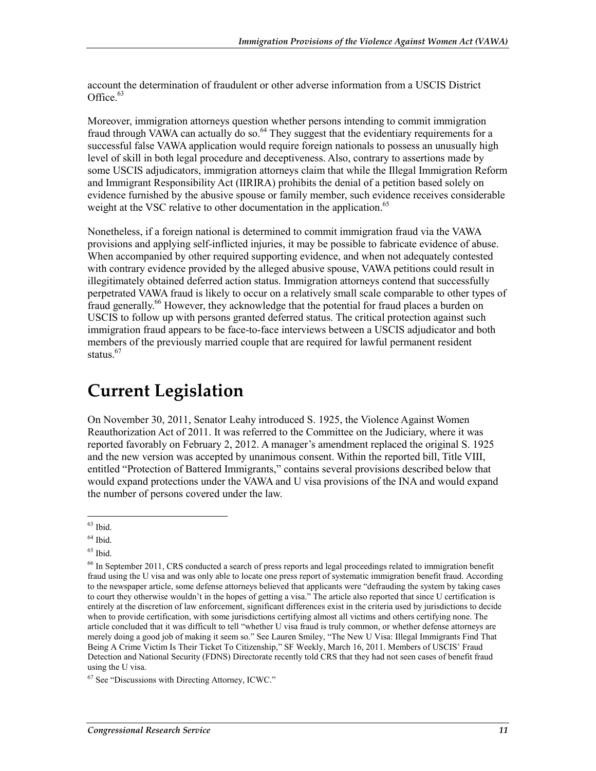account the determination of fraudulent or other adverse information from a USCIS District Office.[63]

Moreover, immigration attorneys question whether persons intending to commit immigration fraud through VAWA can actually do so.[64] They suggest that the evidentiary requirements for a successful false VAWA application would require foreign nationals to possess an unusually high level of skill in both legal procedure and deceptiveness. Also, contrary to assertions made by some USCIS adjudicators, immigration attorneys claim that while the Illegal Immigration Reform and Immigrant Responsibility Act (IIRIRA) prohibits the denial of a petition based solely on evidence furnished by the abusive spouse or family member, such evidence receives considerable weight at the VSC relative to other documentation in the application.[65]

Nonetheless, if a foreign national is determined to commit immigration fraud via the VAWA provisions and applying self-inflicted injuries, it may be possible to fabricate evidence of abuse. When accompanied by other required supporting evidence, and when not adequately contested with contrary evidence provided by the alleged abusive spouse, VAWA petitions could result in illegitimately obtained deferred action status. Immigration attorneys contend that successfully perpetrated VAWA fraud is likely to occur on a relatively small scale comparable to other types of fraud generally.[66] However, they acknowledge that the potential for fraud places a burden on USCIS to follow up with persons granted deferred status. The critical protection against such immigration fraud appears to be face-to-face interviews between a USCIS adjudicator and both members of the previously married couple that are required for lawful permanent resident status.[67]

# Current Legislation

On November 30, 2011, Senator Leahy introduced S. 1925, the Violence Against Women Reauthorization Act of 2011. It was referred to the Committee on the Judiciary, where it was reported favorably on February 2, 2012. A manager's amendment replaced the original S. 1925 and the new version was accepted by unanimous consent. Within the reported bill, Title VIII, entitled "Protection of Battered Immigrants," contains several provisions described below that would expand protections under the VAWA and U visa provisions of the INA and would expand the number of persons covered under the law.

---

[63] Ibid.

[64] Ibid.

[65] Ibid.

[66] In September 2011, CRS conducted a search of press reports and legal proceedings related to immigration benefit fraud using the U visa and was only able to locate one press report of systematic immigration benefit fraud. According to the newspaper article, some defense attorneys believed that applicants were "defrauding the system by taking cases to court they otherwise wouldn't in the hopes of getting a visa." The article also reported that since U certification is entirely at the discretion of law enforcement, significant differences exist in the criteria used by jurisdictions to decide when to provide certification, with some jurisdictions certifying almost all victims and others certifying none. The article concluded that it was difficult to tell "whether U visa fraud is truly common, or whether defense attorneys are merely doing a good job of making it seem so." See Lauren Smiley, "The New U Visa: Illegal Immigrants Find That Being A Crime Victim Is Their Ticket To Citizenship," SF Weekly, March 16, 2011. Members of USCIS' Fraud Detection and National Security (FDNS) Directorate recently told CRS that they had not seen cases of benefit fraud using the U visa.

[67] See "Discussions with Directing Attorney, ICWC."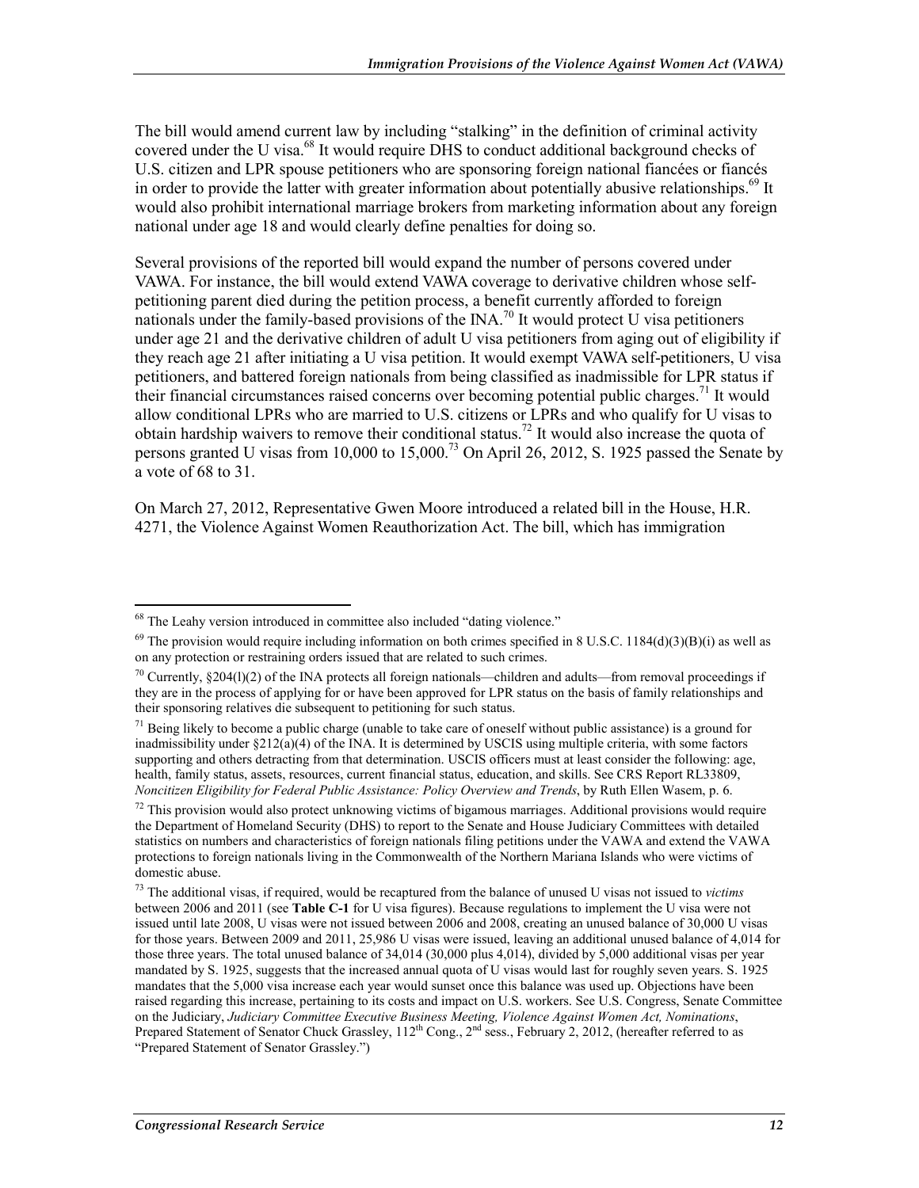The bill would amend current law by including "stalking" in the definition of criminal activity covered under the U visa.[68] It would require DHS to conduct additional background checks of U.S. citizen and LPR spouse petitioners who are sponsoring foreign national fiancées or fiancés in order to provide the latter with greater information about potentially abusive relationships.[69] It would also prohibit international marriage brokers from marketing information about any foreign national under age 18 and would clearly define penalties for doing so.

Several provisions of the reported bill would expand the number of persons covered under VAWA. For instance, the bill would extend VAWA coverage to derivative children whose self-petitioning parent died during the petition process, a benefit currently afforded to foreign nationals under the family-based provisions of the INA.[70] It would protect U visa petitioners under age 21 and the derivative children of adult U visa petitioners from aging out of eligibility if they reach age 21 after initiating a U visa petition. It would exempt VAWA self-petitioners, U visa petitioners, and battered foreign nationals from being classified as inadmissible for LPR status if their financial circumstances raised concerns over becoming potential public charges.[71] It would allow conditional LPRs who are married to U.S. citizens or LPRs and who qualify for U visas to obtain hardship waivers to remove their conditional status.[72] It would also increase the quota of persons granted U visas from 10,000 to 15,000.[73] On April 26, 2012, S. 1925 passed the Senate by a vote of 68 to 31.

On March 27, 2012, Representative Gwen Moore introduced a related bill in the House, H.R. 4271, the Violence Against Women Reauthorization Act. The bill, which has immigration

---

[68] The Leahy version introduced in committee also included "dating violence."

[69] The provision would require including information on both crimes specified in 8 U.S.C. 1184(d)(3)(B)(i) as well as on any protection or restraining orders issued that are related to such crimes.

[70] Currently, §204(l)(2) of the INA protects all foreign nationals—children and adults—from removal proceedings if they are in the process of applying for or have been approved for LPR status on the basis of family relationships and their sponsoring relatives die subsequent to petitioning for such status.

[71] Being likely to become a public charge (unable to take care of oneself without public assistance) is a ground for inadmissibility under §212(a)(4) of the INA. It is determined by USCIS using multiple criteria, with some factors supporting and others detracting from that determination. USCIS officers must at least consider the following: age, health, family status, assets, resources, current financial status, education, and skills. See CRS Report RL33809, *Noncitizen Eligibility for Federal Public Assistance: Policy Overview and Trends*, by Ruth Ellen Wasem, p. 6.

[72] This provision would also protect unknowing victims of bigamous marriages. Additional provisions would require the Department of Homeland Security (DHS) to report to the Senate and House Judiciary Committees with detailed statistics on numbers and characteristics of foreign nationals filing petitions under the VAWA and extend the VAWA protections to foreign nationals living in the Commonwealth of the Northern Mariana Islands who were victims of domestic abuse.

[73] The additional visas, if required, would be recaptured from the balance of unused U visas not issued to *victims* between 2006 and 2011 (see **Table C-1** for U visa figures). Because regulations to implement the U visa were not issued until late 2008, U visas were not issued between 2006 and 2008, creating an unused balance of 30,000 U visas for those years. Between 2009 and 2011, 25,986 U visas were issued, leaving an additional unused balance of 4,014 for those three years. The total unused balance of 34,014 (30,000 plus 4,014), divided by 5,000 additional visas per year mandated by S. 1925, suggests that the increased annual quota of U visas would last for roughly seven years. S. 1925 mandates that the 5,000 visa increase each year would sunset once this balance was used up. Objections have been raised regarding this increase, pertaining to its costs and impact on U.S. workers. See U.S. Congress, Senate Committee on the Judiciary, *Judiciary Committee Executive Business Meeting, Violence Against Women Act, Nominations*, Prepared Statement of Senator Chuck Grassley, 112th Cong., 2nd sess., February 2, 2012, (hereafter referred to as "Prepared Statement of Senator Grassley.")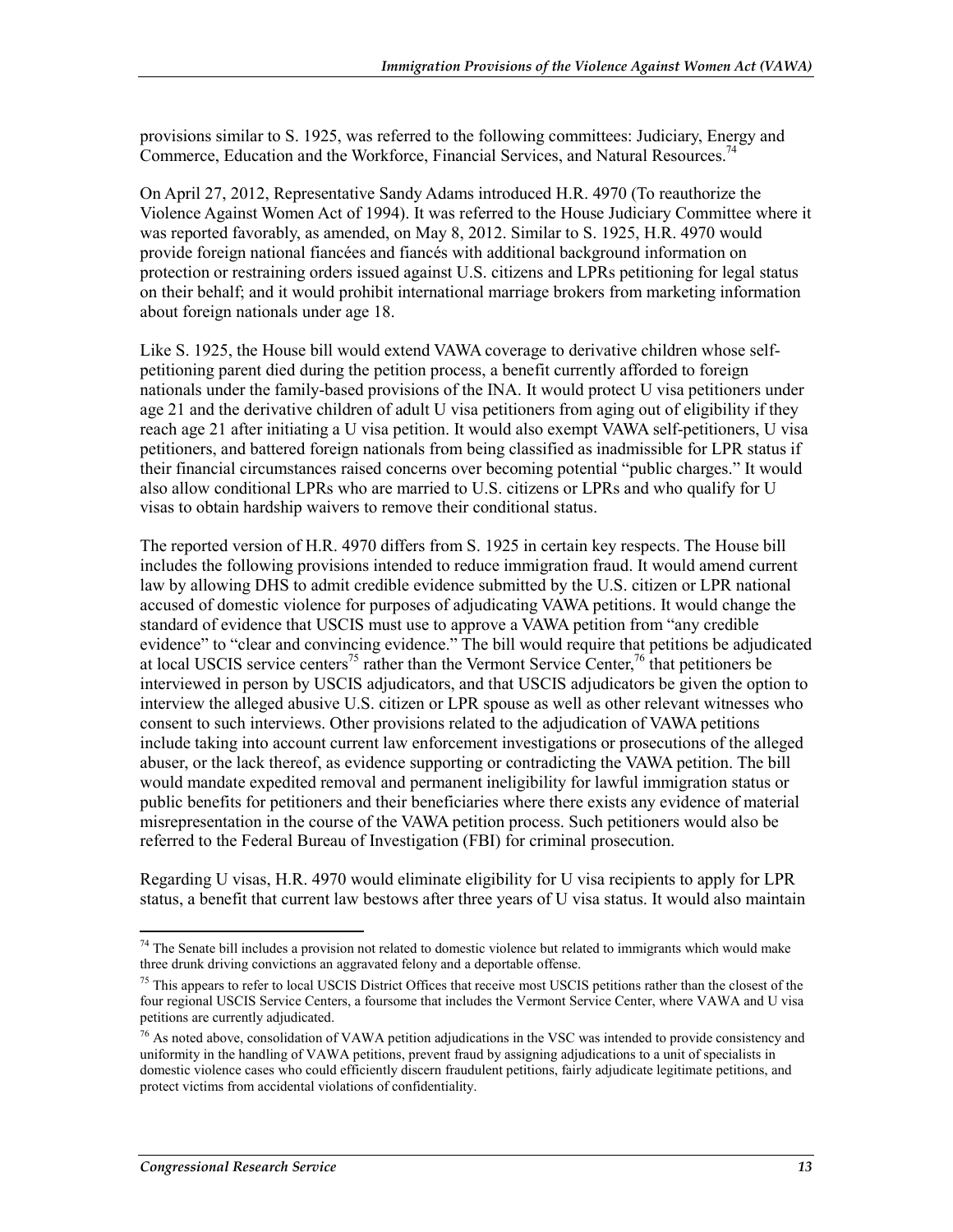provisions similar to S. 1925, was referred to the following committees: Judiciary, Energy and Commerce, Education and the Workforce, Financial Services, and Natural Resources.[74]

On April 27, 2012, Representative Sandy Adams introduced H.R. 4970 (To reauthorize the Violence Against Women Act of 1994). It was referred to the House Judiciary Committee where it was reported favorably, as amended, on May 8, 2012. Similar to S. 1925, H.R. 4970 would provide foreign national fiancées and fiancés with additional background information on protection or restraining orders issued against U.S. citizens and LPRs petitioning for legal status on their behalf; and it would prohibit international marriage brokers from marketing information about foreign nationals under age 18.

Like S. 1925, the House bill would extend VAWA coverage to derivative children whose self-petitioning parent died during the petition process, a benefit currently afforded to foreign nationals under the family-based provisions of the INA. It would protect U visa petitioners under age 21 and the derivative children of adult U visa petitioners from aging out of eligibility if they reach age 21 after initiating a U visa petition. It would also exempt VAWA self-petitioners, U visa petitioners, and battered foreign nationals from being classified as inadmissible for LPR status if their financial circumstances raised concerns over becoming potential "public charges." It would also allow conditional LPRs who are married to U.S. citizens or LPRs and who qualify for U visas to obtain hardship waivers to remove their conditional status.

The reported version of H.R. 4970 differs from S. 1925 in certain key respects. The House bill includes the following provisions intended to reduce immigration fraud. It would amend current law by allowing DHS to admit credible evidence submitted by the U.S. citizen or LPR national accused of domestic violence for purposes of adjudicating VAWA petitions. It would change the standard of evidence that USCIS must use to approve a VAWA petition from "any credible evidence" to "clear and convincing evidence." The bill would require that petitions be adjudicated at local USCIS service centers[75] rather than the Vermont Service Center,[76] that petitioners be interviewed in person by USCIS adjudicators, and that USCIS adjudicators be given the option to interview the alleged abusive U.S. citizen or LPR spouse as well as other relevant witnesses who consent to such interviews. Other provisions related to the adjudication of VAWA petitions include taking into account current law enforcement investigations or prosecutions of the alleged abuser, or the lack thereof, as evidence supporting or contradicting the VAWA petition. The bill would mandate expedited removal and permanent ineligibility for lawful immigration status or public benefits for petitioners and their beneficiaries where there exists any evidence of material misrepresentation in the course of the VAWA petition process. Such petitioners would also be referred to the Federal Bureau of Investigation (FBI) for criminal prosecution.

Regarding U visas, H.R. 4970 would eliminate eligibility for U visa recipients to apply for LPR status, a benefit that current law bestows after three years of U visa status. It would also maintain

---

[74] The Senate bill includes a provision not related to domestic violence but related to immigrants which would make three drunk driving convictions an aggravated felony and a deportable offense.

[75] This appears to refer to local USCIS District Offices that receive most USCIS petitions rather than the closest of the four regional USCIS Service Centers, a foursome that includes the Vermont Service Center, where VAWA and U visa petitions are currently adjudicated.

[76] As noted above, consolidation of VAWA petition adjudications in the VSC was intended to provide consistency and uniformity in the handling of VAWA petitions, prevent fraud by assigning adjudications to a unit of specialists in domestic violence cases who could efficiently discern fraudulent petitions, fairly adjudicate legitimate petitions, and protect victims from accidental violations of confidentiality.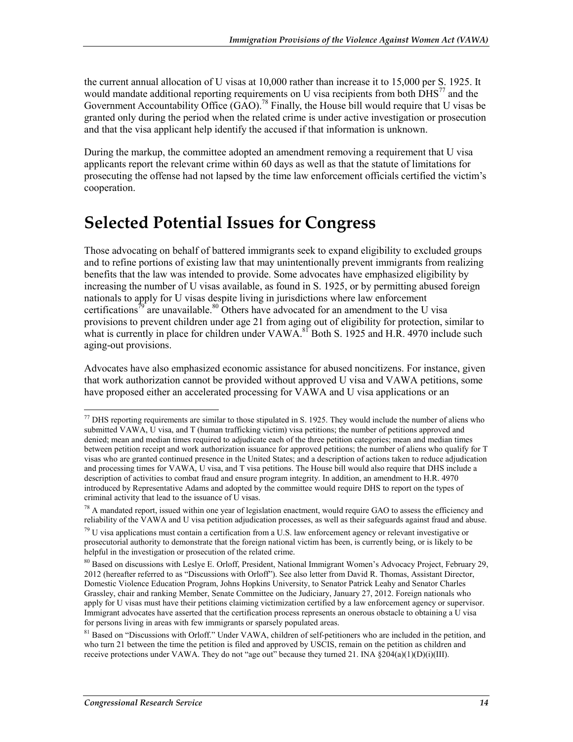the current annual allocation of U visas at 10,000 rather than increase it to 15,000 per S. 1925. It would mandate additional reporting requirements on U visa recipients from both DHS[77] and the Government Accountability Office (GAO).[78] Finally, the House bill would require that U visas be granted only during the period when the related crime is under active investigation or prosecution and that the visa applicant help identify the accused if that information is unknown.

During the markup, the committee adopted an amendment removing a requirement that U visa applicants report the relevant crime within 60 days as well as that the statute of limitations for prosecuting the offense had not lapsed by the time law enforcement officials certified the victim's cooperation.

# Selected Potential Issues for Congress

Those advocating on behalf of battered immigrants seek to expand eligibility to excluded groups and to refine portions of existing law that may unintentionally prevent immigrants from realizing benefits that the law was intended to provide. Some advocates have emphasized eligibility by increasing the number of U visas available, as found in S. 1925, or by permitting abused foreign nationals to apply for U visas despite living in jurisdictions where law enforcement certifications[79] are unavailable.[80] Others have advocated for an amendment to the U visa provisions to prevent children under age 21 from aging out of eligibility for protection, similar to what is currently in place for children under VAWA.[81] Both S. 1925 and H.R. 4970 include such aging-out provisions.

Advocates have also emphasized economic assistance for abused noncitizens. For instance, given that work authorization cannot be provided without approved U visa and VAWA petitions, some have proposed either an accelerated processing for VAWA and U visa applications or an

---

[77] DHS reporting requirements are similar to those stipulated in S. 1925. They would include the number of aliens who submitted VAWA, U visa, and T (human trafficking victim) visa petitions; the number of petitions approved and denied; mean and median times required to adjudicate each of the three petition categories; mean and median times between petition receipt and work authorization issuance for approved petitions; the number of aliens who qualify for T visas who are granted continued presence in the United States; and a description of actions taken to reduce adjudication and processing times for VAWA, U visa, and T visa petitions. The House bill would also require that DHS include a description of activities to combat fraud and ensure program integrity. In addition, an amendment to H.R. 4970 introduced by Representative Adams and adopted by the committee would require DHS to report on the types of criminal activity that lead to the issuance of U visas.

[78] A mandated report, issued within one year of legislation enactment, would require GAO to assess the efficiency and reliability of the VAWA and U visa petition adjudication processes, as well as their safeguards against fraud and abuse.

[79] U visa applications must contain a certification from a U.S. law enforcement agency or relevant investigative or prosecutorial authority to demonstrate that the foreign national victim has been, is currently being, or is likely to be helpful in the investigation or prosecution of the related crime.

[80] Based on discussions with Leslye E. Orloff, President, National Immigrant Women's Advocacy Project, February 29, 2012 (hereafter referred to as "Discussions with Orloff"). See also letter from David R. Thomas, Assistant Director, Domestic Violence Education Program, Johns Hopkins University, to Senator Patrick Leahy and Senator Charles Grassley, chair and ranking Member, Senate Committee on the Judiciary, January 27, 2012. Foreign nationals who apply for U visas must have their petitions claiming victimization certified by a law enforcement agency or supervisor. Immigrant advocates have asserted that the certification process represents an onerous obstacle to obtaining a U visa for persons living in areas with few immigrants or sparsely populated areas.

[81] Based on "Discussions with Orloff." Under VAWA, children of self-petitioners who are included in the petition, and who turn 21 between the time the petition is filed and approved by USCIS, remain on the petition as children and receive protections under VAWA. They do not "age out" because they turned 21. INA §204(a)(1)(D)(i)(III).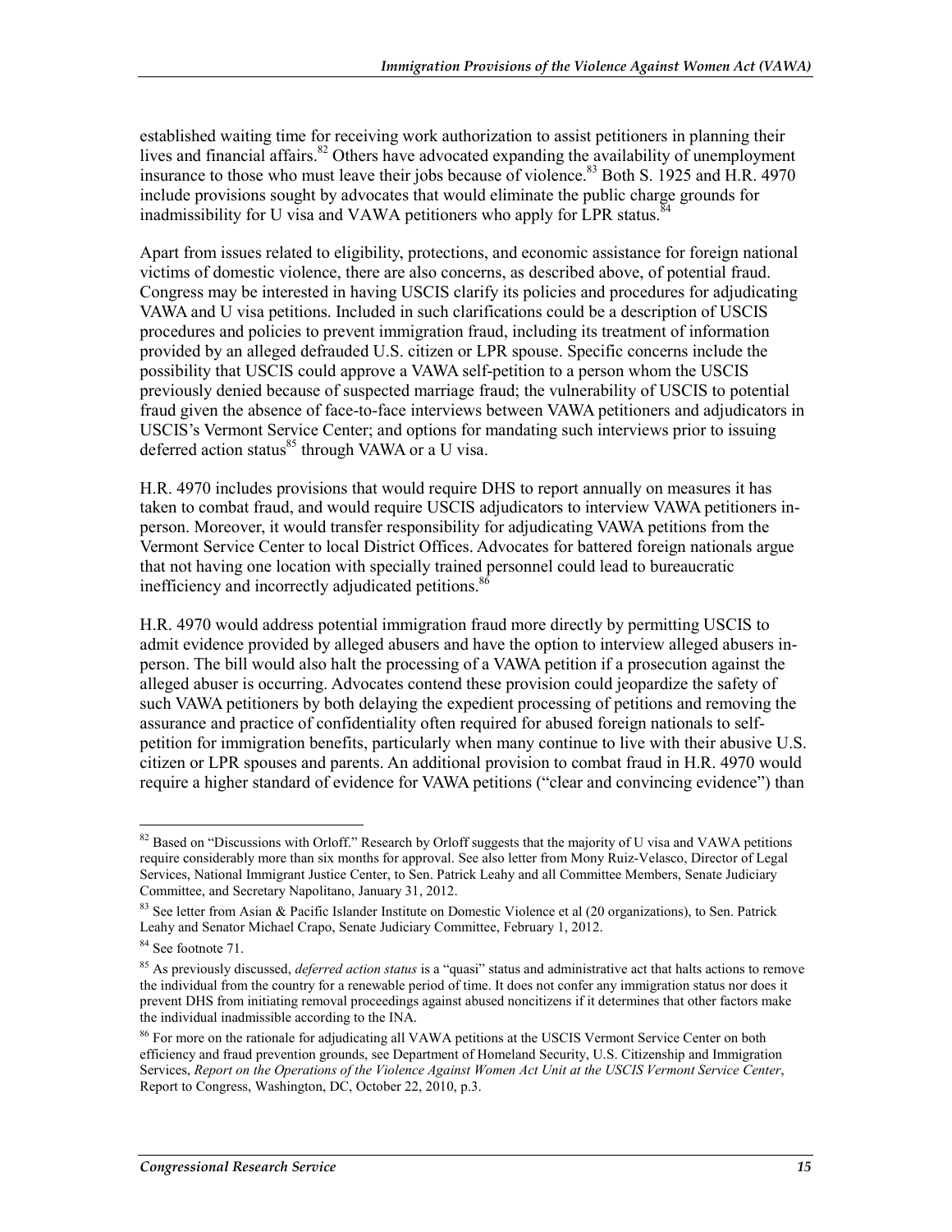established waiting time for receiving work authorization to assist petitioners in planning their lives and financial affairs.[82] Others have advocated expanding the availability of unemployment insurance to those who must leave their jobs because of violence.[83] Both S. 1925 and H.R. 4970 include provisions sought by advocates that would eliminate the public charge grounds for inadmissibility for U visa and VAWA petitioners who apply for LPR status.[84]

Apart from issues related to eligibility, protections, and economic assistance for foreign national victims of domestic violence, there are also concerns, as described above, of potential fraud. Congress may be interested in having USCIS clarify its policies and procedures for adjudicating VAWA and U visa petitions. Included in such clarifications could be a description of USCIS procedures and policies to prevent immigration fraud, including its treatment of information provided by an alleged defrauded U.S. citizen or LPR spouse. Specific concerns include the possibility that USCIS could approve a VAWA self-petition to a person whom the USCIS previously denied because of suspected marriage fraud; the vulnerability of USCIS to potential fraud given the absence of face-to-face interviews between VAWA petitioners and adjudicators in USCIS's Vermont Service Center; and options for mandating such interviews prior to issuing deferred action status[85] through VAWA or a U visa.

H.R. 4970 includes provisions that would require DHS to report annually on measures it has taken to combat fraud, and would require USCIS adjudicators to interview VAWA petitioners in-person. Moreover, it would transfer responsibility for adjudicating VAWA petitions from the Vermont Service Center to local District Offices. Advocates for battered foreign nationals argue that not having one location with specially trained personnel could lead to bureaucratic inefficiency and incorrectly adjudicated petitions.[86]

H.R. 4970 would address potential immigration fraud more directly by permitting USCIS to admit evidence provided by alleged abusers and have the option to interview alleged abusers in-person. The bill would also halt the processing of a VAWA petition if a prosecution against the alleged abuser is occurring. Advocates contend these provision could jeopardize the safety of such VAWA petitioners by both delaying the expedient processing of petitions and removing the assurance and practice of confidentiality often required for abused foreign nationals to self-petition for immigration benefits, particularly when many continue to live with their abusive U.S. citizen or LPR spouses and parents. An additional provision to combat fraud in H.R. 4970 would require a higher standard of evidence for VAWA petitions ("clear and convincing evidence") than

---

[82] Based on "Discussions with Orloff." Research by Orloff suggests that the majority of U visa and VAWA petitions require considerably more than six months for approval. See also letter from Mony Ruiz-Velasco, Director of Legal Services, National Immigrant Justice Center, to Sen. Patrick Leahy and all Committee Members, Senate Judiciary Committee, and Secretary Napolitano, January 31, 2012.

[83] See letter from Asian & Pacific Islander Institute on Domestic Violence et al (20 organizations), to Sen. Patrick Leahy and Senator Michael Crapo, Senate Judiciary Committee, February 1, 2012.

[84] See footnote 71.

[85] As previously discussed, *deferred action status* is a "quasi" status and administrative act that halts actions to remove the individual from the country for a renewable period of time. It does not confer any immigration status nor does it prevent DHS from initiating removal proceedings against abused noncitizens if it determines that other factors make the individual inadmissible according to the INA.

[86] For more on the rationale for adjudicating all VAWA petitions at the USCIS Vermont Service Center on both efficiency and fraud prevention grounds, see Department of Homeland Security, U.S. Citizenship and Immigration Services, *Report on the Operations of the Violence Against Women Act Unit at the USCIS Vermont Service Center*, Report to Congress, Washington, DC, October 22, 2010, p.3.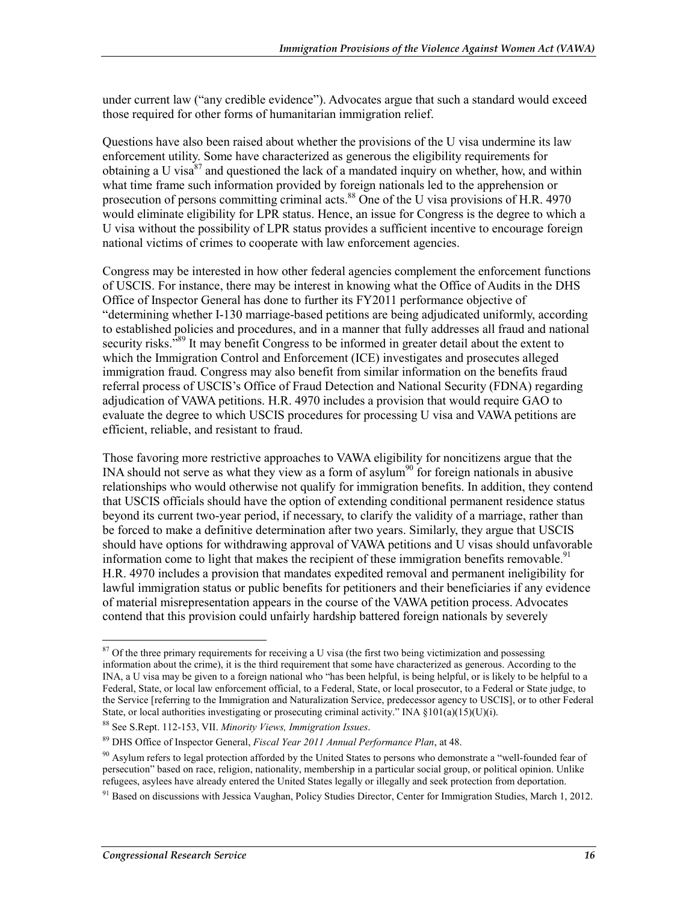under current law ("any credible evidence"). Advocates argue that such a standard would exceed those required for other forms of humanitarian immigration relief.

Questions have also been raised about whether the provisions of the U visa undermine its law enforcement utility. Some have characterized as generous the eligibility requirements for obtaining a U visa[87] and questioned the lack of a mandated inquiry on whether, how, and within what time frame such information provided by foreign nationals led to the apprehension or prosecution of persons committing criminal acts.[88] One of the U visa provisions of H.R. 4970 would eliminate eligibility for LPR status. Hence, an issue for Congress is the degree to which a U visa without the possibility of LPR status provides a sufficient incentive to encourage foreign national victims of crimes to cooperate with law enforcement agencies.

Congress may be interested in how other federal agencies complement the enforcement functions of USCIS. For instance, there may be interest in knowing what the Office of Audits in the DHS Office of Inspector General has done to further its FY2011 performance objective of "determining whether I-130 marriage-based petitions are being adjudicated uniformly, according to established policies and procedures, and in a manner that fully addresses all fraud and national security risks."[89] It may benefit Congress to be informed in greater detail about the extent to which the Immigration Control and Enforcement (ICE) investigates and prosecutes alleged immigration fraud. Congress may also benefit from similar information on the benefits fraud referral process of USCIS's Office of Fraud Detection and National Security (FDNA) regarding adjudication of VAWA petitions. H.R. 4970 includes a provision that would require GAO to evaluate the degree to which USCIS procedures for processing U visa and VAWA petitions are efficient, reliable, and resistant to fraud.

Those favoring more restrictive approaches to VAWA eligibility for noncitizens argue that the INA should not serve as what they view as a form of asylum[90] for foreign nationals in abusive relationships who would otherwise not qualify for immigration benefits. In addition, they contend that USCIS officials should have the option of extending conditional permanent residence status beyond its current two-year period, if necessary, to clarify the validity of a marriage, rather than be forced to make a definitive determination after two years. Similarly, they argue that USCIS should have options for withdrawing approval of VAWA petitions and U visas should unfavorable information come to light that makes the recipient of these immigration benefits removable.[91] H.R. 4970 includes a provision that mandates expedited removal and permanent ineligibility for lawful immigration status or public benefits for petitioners and their beneficiaries if any evidence of material misrepresentation appears in the course of the VAWA petition process. Advocates contend that this provision could unfairly hardship battered foreign nationals by severely

---

[87] Of the three primary requirements for receiving a U visa (the first two being victimization and possessing information about the crime), it is the third requirement that some have characterized as generous. According to the INA, a U visa may be given to a foreign national who "has been helpful, is being helpful, or is likely to be helpful to a Federal, State, or local law enforcement official, to a Federal, State, or local prosecutor, to a Federal or State judge, to the Service [referring to the Immigration and Naturalization Service, predecessor agency to USCIS], or to other Federal State, or local authorities investigating or prosecuting criminal activity." INA §101(a)(15)(U)(i).

[88] See S.Rept. 112-153, VII. *Minority Views, Immigration Issues*.

[89] DHS Office of Inspector General, *Fiscal Year 2011 Annual Performance Plan*, at 48.

[90] Asylum refers to legal protection afforded by the United States to persons who demonstrate a "well-founded fear of persecution" based on race, religion, nationality, membership in a particular social group, or political opinion. Unlike refugees, asylees have already entered the United States legally or illegally and seek protection from deportation.

[91] Based on discussions with Jessica Vaughan, Policy Studies Director, Center for Immigration Studies, March 1, 2012.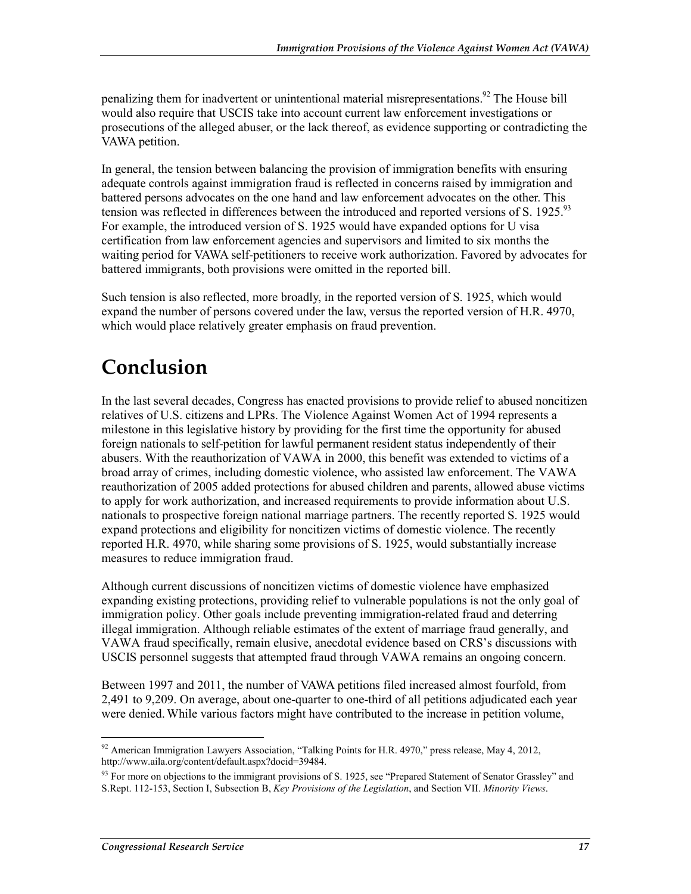penalizing them for inadvertent or unintentional material misrepresentations.[92] The House bill would also require that USCIS take into account current law enforcement investigations or prosecutions of the alleged abuser, or the lack thereof, as evidence supporting or contradicting the VAWA petition.

In general, the tension between balancing the provision of immigration benefits with ensuring adequate controls against immigration fraud is reflected in concerns raised by immigration and battered persons advocates on the one hand and law enforcement advocates on the other. This tension was reflected in differences between the introduced and reported versions of S. 1925.[93] For example, the introduced version of S. 1925 would have expanded options for U visa certification from law enforcement agencies and supervisors and limited to six months the waiting period for VAWA self-petitioners to receive work authorization. Favored by advocates for battered immigrants, both provisions were omitted in the reported bill.

Such tension is also reflected, more broadly, in the reported version of S. 1925, which would expand the number of persons covered under the law, versus the reported version of H.R. 4970, which would place relatively greater emphasis on fraud prevention.

# Conclusion

In the last several decades, Congress has enacted provisions to provide relief to abused noncitizen relatives of U.S. citizens and LPRs. The Violence Against Women Act of 1994 represents a milestone in this legislative history by providing for the first time the opportunity for abused foreign nationals to self-petition for lawful permanent resident status independently of their abusers. With the reauthorization of VAWA in 2000, this benefit was extended to victims of a broad array of crimes, including domestic violence, who assisted law enforcement. The VAWA reauthorization of 2005 added protections for abused children and parents, allowed abuse victims to apply for work authorization, and increased requirements to provide information about U.S. nationals to prospective foreign national marriage partners. The recently reported S. 1925 would expand protections and eligibility for noncitizen victims of domestic violence. The recently reported H.R. 4970, while sharing some provisions of S. 1925, would substantially increase measures to reduce immigration fraud.

Although current discussions of noncitizen victims of domestic violence have emphasized expanding existing protections, providing relief to vulnerable populations is not the only goal of immigration policy. Other goals include preventing immigration-related fraud and deterring illegal immigration. Although reliable estimates of the extent of marriage fraud generally, and VAWA fraud specifically, remain elusive, anecdotal evidence based on CRS's discussions with USCIS personnel suggests that attempted fraud through VAWA remains an ongoing concern.

Between 1997 and 2011, the number of VAWA petitions filed increased almost fourfold, from 2,491 to 9,209. On average, about one-quarter to one-third of all petitions adjudicated each year were denied. While various factors might have contributed to the increase in petition volume,

---

[92] American Immigration Lawyers Association, "Talking Points for H.R. 4970," press release, May 4, 2012, http://www.aila.org/content/default.aspx?docid=39484.

[93] For more on objections to the immigrant provisions of S. 1925, see "Prepared Statement of Senator Grassley" and S.Rept. 112-153, Section I, Subsection B, *Key Provisions of the Legislation*, and Section VII. *Minority Views*.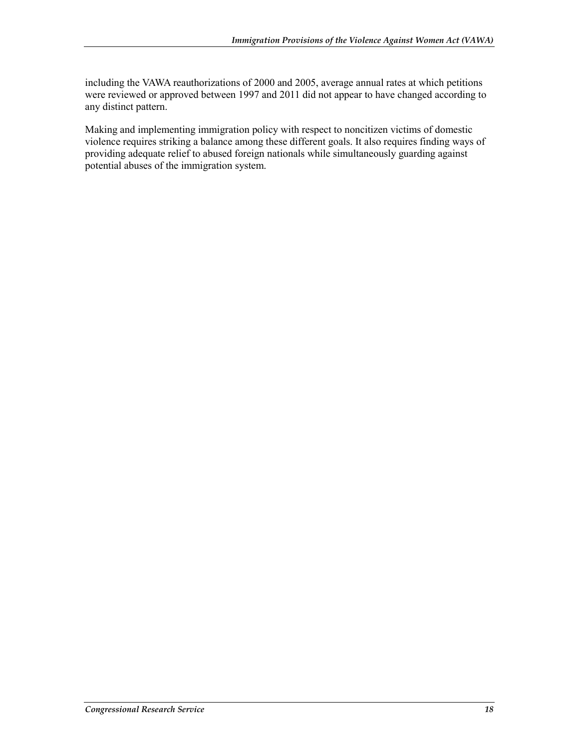including the VAWA reauthorizations of 2000 and 2005, average annual rates at which petitions were reviewed or approved between 1997 and 2011 did not appear to have changed according to any distinct pattern.

Making and implementing immigration policy with respect to noncitizen victims of domestic violence requires striking a balance among these different goals. It also requires finding ways of providing adequate relief to abused foreign nationals while simultaneously guarding against potential abuses of the immigration system.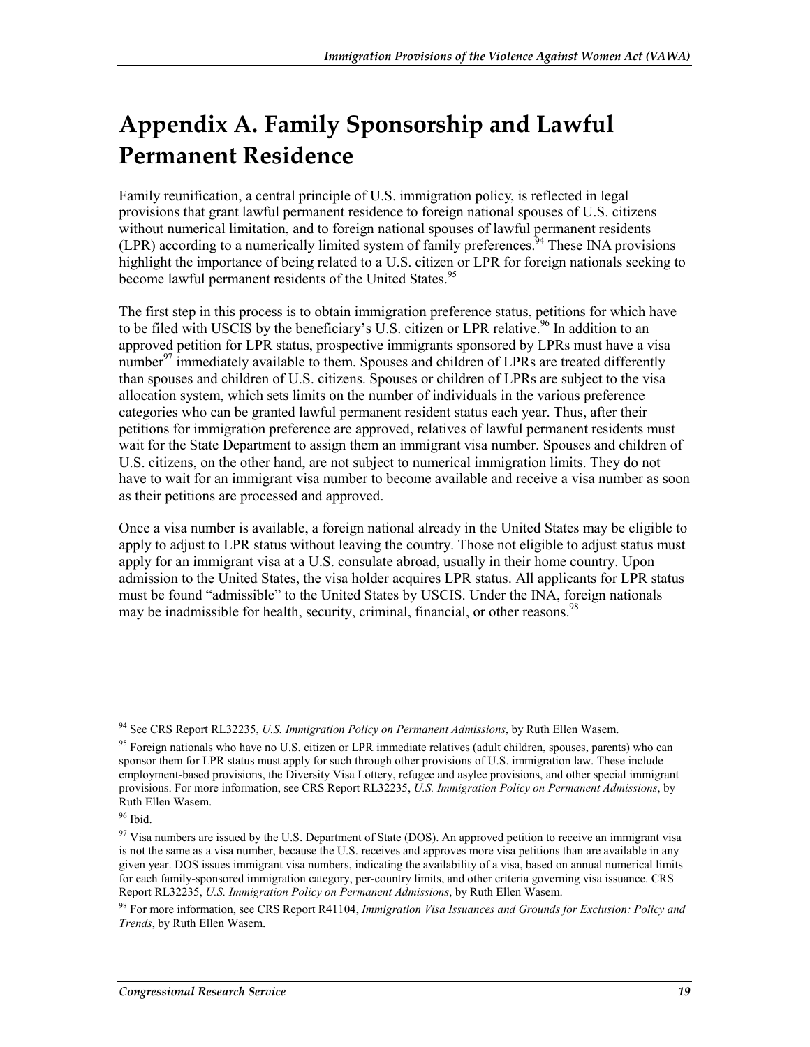# Appendix A. Family Sponsorship and Lawful Permanent Residence

Family reunification, a central principle of U.S. immigration policy, is reflected in legal provisions that grant lawful permanent residence to foreign national spouses of U.S. citizens without numerical limitation, and to foreign national spouses of lawful permanent residents (LPR) according to a numerically limited system of family preferences.[94] These INA provisions highlight the importance of being related to a U.S. citizen or LPR for foreign nationals seeking to become lawful permanent residents of the United States.[95]

The first step in this process is to obtain immigration preference status, petitions for which have to be filed with USCIS by the beneficiary's U.S. citizen or LPR relative.[96] In addition to an approved petition for LPR status, prospective immigrants sponsored by LPRs must have a visa number[97] immediately available to them. Spouses and children of LPRs are treated differently than spouses and children of U.S. citizens. Spouses or children of LPRs are subject to the visa allocation system, which sets limits on the number of individuals in the various preference categories who can be granted lawful permanent resident status each year. Thus, after their petitions for immigration preference are approved, relatives of lawful permanent residents must wait for the State Department to assign them an immigrant visa number. Spouses and children of U.S. citizens, on the other hand, are not subject to numerical immigration limits. They do not have to wait for an immigrant visa number to become available and receive a visa number as soon as their petitions are processed and approved.

Once a visa number is available, a foreign national already in the United States may be eligible to apply to adjust to LPR status without leaving the country. Those not eligible to adjust status must apply for an immigrant visa at a U.S. consulate abroad, usually in their home country. Upon admission to the United States, the visa holder acquires LPR status. All applicants for LPR status must be found "admissible" to the United States by USCIS. Under the INA, foreign nationals may be inadmissible for health, security, criminal, financial, or other reasons.[98]

---

[94] See CRS Report RL32235, *U.S. Immigration Policy on Permanent Admissions*, by Ruth Ellen Wasem.

[95] Foreign nationals who have no U.S. citizen or LPR immediate relatives (adult children, spouses, parents) who can sponsor them for LPR status must apply for such through other provisions of U.S. immigration law. These include employment-based provisions, the Diversity Visa Lottery, refugee and asylee provisions, and other special immigrant provisions. For more information, see CRS Report RL32235, *U.S. Immigration Policy on Permanent Admissions*, by Ruth Ellen Wasem.

[96] Ibid.

[97] Visa numbers are issued by the U.S. Department of State (DOS). An approved petition to receive an immigrant visa is not the same as a visa number, because the U.S. receives and approves more visa petitions than are available in any given year. DOS issues immigrant visa numbers, indicating the availability of a visa, based on annual numerical limits for each family-sponsored immigration category, per-country limits, and other criteria governing visa issuance. CRS Report RL32235, *U.S. Immigration Policy on Permanent Admissions*, by Ruth Ellen Wasem.

[98] For more information, see CRS Report R41104, *Immigration Visa Issuances and Grounds for Exclusion: Policy and Trends*, by Ruth Ellen Wasem.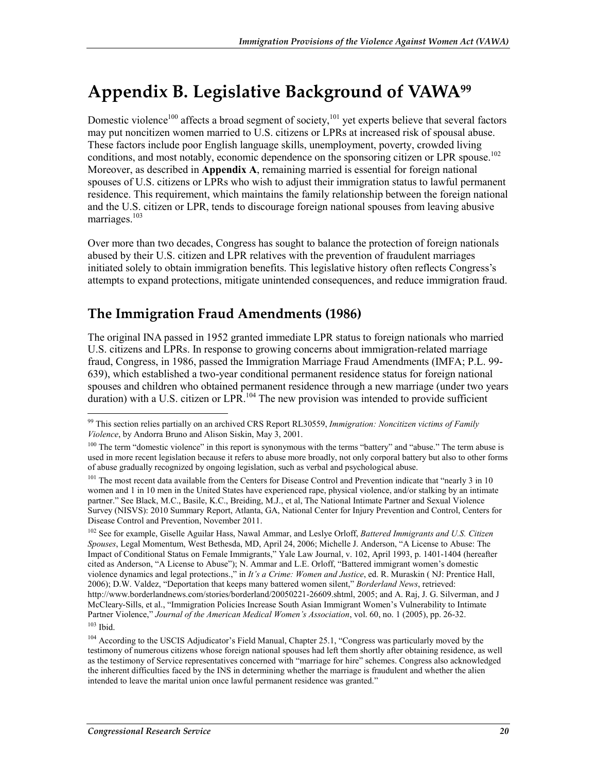# Appendix B. Legislative Background of VAWA[99]

Domestic violence[100] affects a broad segment of society,[101] yet experts believe that several factors may put noncitizen women married to U.S. citizens or LPRs at increased risk of spousal abuse. These factors include poor English language skills, unemployment, poverty, crowded living conditions, and most notably, economic dependence on the sponsoring citizen or LPR spouse.[102] Moreover, as described in **Appendix A**, remaining married is essential for foreign national spouses of U.S. citizens or LPRs who wish to adjust their immigration status to lawful permanent residence. This requirement, which maintains the family relationship between the foreign national and the U.S. citizen or LPR, tends to discourage foreign national spouses from leaving abusive marriages.[103]

Over more than two decades, Congress has sought to balance the protection of foreign nationals abused by their U.S. citizen and LPR relatives with the prevention of fraudulent marriages initiated solely to obtain immigration benefits. This legislative history often reflects Congress's attempts to expand protections, mitigate unintended consequences, and reduce immigration fraud.

## The Immigration Fraud Amendments (1986)

The original INA passed in 1952 granted immediate LPR status to foreign nationals who married U.S. citizens and LPRs. In response to growing concerns about immigration-related marriage fraud, Congress, in 1986, passed the Immigration Marriage Fraud Amendments (IMFA; P.L. 99-639), which established a two-year conditional permanent residence status for foreign national spouses and children who obtained permanent residence through a new marriage (under two years duration) with a U.S. citizen or LPR.[104] The new provision was intended to provide sufficient

---

[99] This section relies partially on an archived CRS Report RL30559, *Immigration: Noncitizen victims of Family Violence*, by Andorra Bruno and Alison Siskin, May 3, 2001.

[100] The term "domestic violence" in this report is synonymous with the terms "battery" and "abuse." The term abuse is used in more recent legislation because it refers to abuse more broadly, not only corporal battery but also to other forms of abuse gradually recognized by ongoing legislation, such as verbal and psychological abuse.

[101] The most recent data available from the Centers for Disease Control and Prevention indicate that "nearly 3 in 10 women and 1 in 10 men in the United States have experienced rape, physical violence, and/or stalking by an intimate partner." See Black, M.C., Basile, K.C., Breiding, M.J., et al, The National Intimate Partner and Sexual Violence Survey (NISVS): 2010 Summary Report, Atlanta, GA, National Center for Injury Prevention and Control, Centers for Disease Control and Prevention, November 2011.

[102] See for example, Giselle Aguilar Hass, Nawal Ammar, and Leslye Orloff, *Battered Immigrants and U.S. Citizen Spouses*, Legal Momentum, West Bethesda, MD, April 24, 2006; Michelle J. Anderson, "A License to Abuse: The Impact of Conditional Status on Female Immigrants," Yale Law Journal, v. 102, April 1993, p. 1401-1404 (hereafter cited as Anderson, "A License to Abuse"); N. Ammar and L.E. Orloff, "Battered immigrant women's domestic violence dynamics and legal protections.," in *It's a Crime: Women and Justice*, ed. R. Muraskin ( NJ: Prentice Hall, 2006); D.W. Valdez, "Deportation that keeps many battered women silent," *Borderland News*, retrieved: http://www.borderlandnews.com/stories/borderland/20050221-26609.shtml, 2005; and A. Raj, J. G. Silverman, and J McCleary-Sills, et al., "Immigration Policies Increase South Asian Immigrant Women's Vulnerability to Intimate Partner Violence," *Journal of the American Medical Women's Association*, vol. 60, no. 1 (2005), pp. 26-32.

[103] Ibid.

[104] According to the USCIS Adjudicator's Field Manual, Chapter 25.1, "Congress was particularly moved by the testimony of numerous citizens whose foreign national spouses had left them shortly after obtaining residence, as well as the testimony of Service representatives concerned with "marriage for hire" schemes. Congress also acknowledged the inherent difficulties faced by the INS in determining whether the marriage is fraudulent and whether the alien intended to leave the marital union once lawful permanent residence was granted."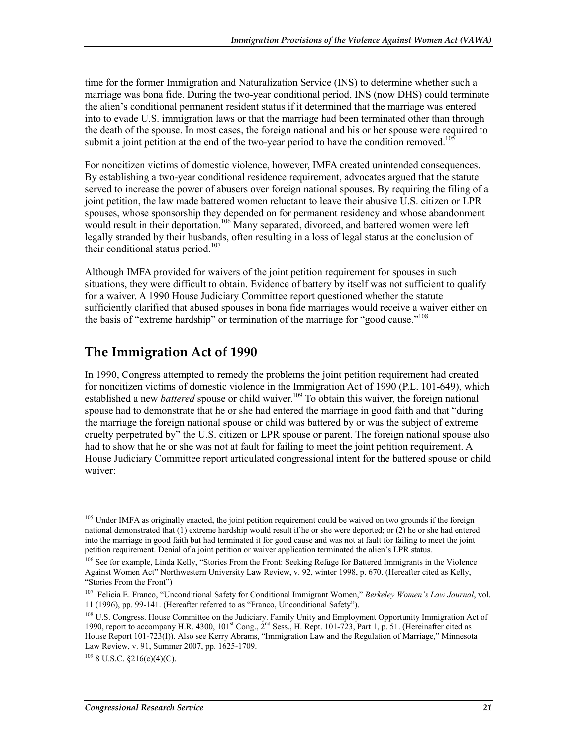time for the former Immigration and Naturalization Service (INS) to determine whether such a marriage was bona fide. During the two-year conditional period, INS (now DHS) could terminate the alien's conditional permanent resident status if it determined that the marriage was entered into to evade U.S. immigration laws or that the marriage had been terminated other than through the death of the spouse. In most cases, the foreign national and his or her spouse were required to submit a joint petition at the end of the two-year period to have the condition removed.[105]

For noncitizen victims of domestic violence, however, IMFA created unintended consequences. By establishing a two-year conditional residence requirement, advocates argued that the statute served to increase the power of abusers over foreign national spouses. By requiring the filing of a joint petition, the law made battered women reluctant to leave their abusive U.S. citizen or LPR spouses, whose sponsorship they depended on for permanent residency and whose abandonment would result in their deportation.[106] Many separated, divorced, and battered women were left legally stranded by their husbands, often resulting in a loss of legal status at the conclusion of their conditional status period.[107]

Although IMFA provided for waivers of the joint petition requirement for spouses in such situations, they were difficult to obtain. Evidence of battery by itself was not sufficient to qualify for a waiver. A 1990 House Judiciary Committee report questioned whether the statute sufficiently clarified that abused spouses in bona fide marriages would receive a waiver either on the basis of "extreme hardship" or termination of the marriage for "good cause."[108]

## The Immigration Act of 1990

In 1990, Congress attempted to remedy the problems the joint petition requirement had created for noncitizen victims of domestic violence in the Immigration Act of 1990 (P.L. 101-649), which established a new *battered* spouse or child waiver.[109] To obtain this waiver, the foreign national spouse had to demonstrate that he or she had entered the marriage in good faith and that "during the marriage the foreign national spouse or child was battered by or was the subject of extreme cruelty perpetrated by" the U.S. citizen or LPR spouse or parent. The foreign national spouse also had to show that he or she was not at fault for failing to meet the joint petition requirement. A House Judiciary Committee report articulated congressional intent for the battered spouse or child waiver:

---

[105] Under IMFA as originally enacted, the joint petition requirement could be waived on two grounds if the foreign national demonstrated that (1) extreme hardship would result if he or she were deported; or (2) he or she had entered into the marriage in good faith but had terminated it for good cause and was not at fault for failing to meet the joint petition requirement. Denial of a joint petition or waiver application terminated the alien's LPR status.

[106] See for example, Linda Kelly, "Stories From the Front: Seeking Refuge for Battered Immigrants in the Violence Against Women Act" Northwestern University Law Review, v. 92, winter 1998, p. 670. (Hereafter cited as Kelly, "Stories From the Front")

[107] Felicia E. Franco, "Unconditional Safety for Conditional Immigrant Women," *Berkeley Women's Law Journal*, vol. 11 (1996), pp. 99-141. (Hereafter referred to as "Franco, Unconditional Safety").

[108] U.S. Congress. House Committee on the Judiciary. Family Unity and Employment Opportunity Immigration Act of 1990, report to accompany H.R. 4300, 101st Cong., 2nd Sess., H. Rept. 101-723, Part 1, p. 51. (Hereinafter cited as House Report 101-723(I)). Also see Kerry Abrams, "Immigration Law and the Regulation of Marriage," Minnesota Law Review, v. 91, Summer 2007, pp. 1625-1709.

[109] 8 U.S.C. §216(c)(4)(C).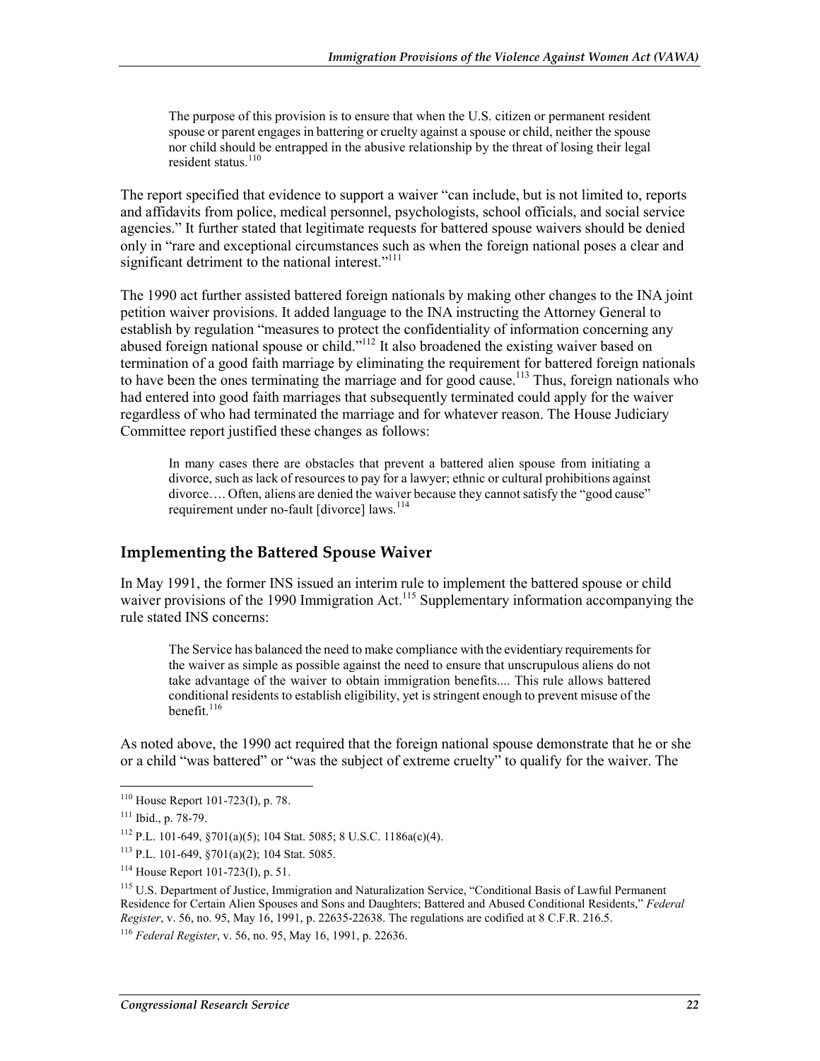> The purpose of this provision is to ensure that when the U.S. citizen or permanent resident spouse or parent engages in battering or cruelty against a spouse or child, neither the spouse nor child should be entrapped in the abusive relationship by the threat of losing their legal resident status.[110]

The report specified that evidence to support a waiver "can include, but is not limited to, reports and affidavits from police, medical personnel, psychologists, school officials, and social service agencies." It further stated that legitimate requests for battered spouse waivers should be denied only in "rare and exceptional circumstances such as when the foreign national poses a clear and significant detriment to the national interest."[111]

The 1990 act further assisted battered foreign nationals by making other changes to the INA joint petition waiver provisions. It added language to the INA instructing the Attorney General to establish by regulation "measures to protect the confidentiality of information concerning any abused foreign national spouse or child."[112] It also broadened the existing waiver based on termination of a good faith marriage by eliminating the requirement for battered foreign nationals to have been the ones terminating the marriage and for good cause.[113] Thus, foreign nationals who had entered into good faith marriages that subsequently terminated could apply for the waiver regardless of who had terminated the marriage and for whatever reason. The House Judiciary Committee report justified these changes as follows:

> In many cases there are obstacles that prevent a battered alien spouse from initiating a divorce, such as lack of resources to pay for a lawyer; ethnic or cultural prohibitions against divorce…. Often, aliens are denied the waiver because they cannot satisfy the "good cause" requirement under no-fault [divorce] laws.[114]

## Implementing the Battered Spouse Waiver

In May 1991, the former INS issued an interim rule to implement the battered spouse or child waiver provisions of the 1990 Immigration Act.[115] Supplementary information accompanying the rule stated INS concerns:

> The Service has balanced the need to make compliance with the evidentiary requirements for the waiver as simple as possible against the need to ensure that unscrupulous aliens do not take advantage of the waiver to obtain immigration benefits.... This rule allows battered conditional residents to establish eligibility, yet is stringent enough to prevent misuse of the benefit.[116]

As noted above, the 1990 act required that the foreign national spouse demonstrate that he or she or a child "was battered" or "was the subject of extreme cruelty" to qualify for the waiver. The

---

[110] House Report 101-723(I), p. 78.

[111] Ibid., p. 78-79.

[112] P.L. 101-649, §701(a)(5); 104 Stat. 5085; 8 U.S.C. 1186a(c)(4).

[113] P.L. 101-649, §701(a)(2); 104 Stat. 5085.

[114] House Report 101-723(I), p. 51.

[115] U.S. Department of Justice, Immigration and Naturalization Service, "Conditional Basis of Lawful Permanent Residence for Certain Alien Spouses and Sons and Daughters; Battered and Abused Conditional Residents," *Federal Register*, v. 56, no. 95, May 16, 1991, p. 22635-22638. The regulations are codified at 8 C.F.R. 216.5.

[116] *Federal Register*, v. 56, no. 95, May 16, 1991, p. 22636.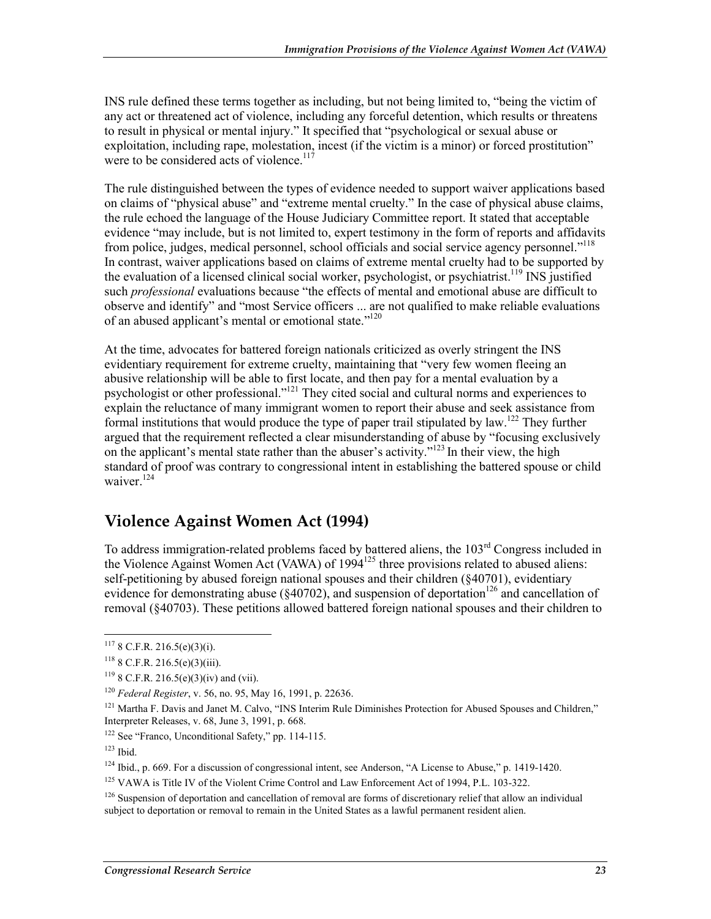INS rule defined these terms together as including, but not being limited to, "being the victim of any act or threatened act of violence, including any forceful detention, which results or threatens to result in physical or mental injury." It specified that "psychological or sexual abuse or exploitation, including rape, molestation, incest (if the victim is a minor) or forced prostitution" were to be considered acts of violence.[117]

The rule distinguished between the types of evidence needed to support waiver applications based on claims of "physical abuse" and "extreme mental cruelty." In the case of physical abuse claims, the rule echoed the language of the House Judiciary Committee report. It stated that acceptable evidence "may include, but is not limited to, expert testimony in the form of reports and affidavits from police, judges, medical personnel, school officials and social service agency personnel."[118] In contrast, waiver applications based on claims of extreme mental cruelty had to be supported by the evaluation of a licensed clinical social worker, psychologist, or psychiatrist.[119] INS justified such *professional* evaluations because "the effects of mental and emotional abuse are difficult to observe and identify" and "most Service officers ... are not qualified to make reliable evaluations of an abused applicant's mental or emotional state."[120]

At the time, advocates for battered foreign nationals criticized as overly stringent the INS evidentiary requirement for extreme cruelty, maintaining that "very few women fleeing an abusive relationship will be able to first locate, and then pay for a mental evaluation by a psychologist or other professional."[121] They cited social and cultural norms and experiences to explain the reluctance of many immigrant women to report their abuse and seek assistance from formal institutions that would produce the type of paper trail stipulated by law.[122] They further argued that the requirement reflected a clear misunderstanding of abuse by "focusing exclusively on the applicant's mental state rather than the abuser's activity."[123] In their view, the high standard of proof was contrary to congressional intent in establishing the battered spouse or child waiver.[124]

## Violence Against Women Act (1994)

To address immigration-related problems faced by battered aliens, the 103rd Congress included in the Violence Against Women Act (VAWA) of 1994[125] three provisions related to abused aliens: self-petitioning by abused foreign national spouses and their children (§40701), evidentiary evidence for demonstrating abuse (§40702), and suspension of deportation[126] and cancellation of removal (§40703). These petitions allowed battered foreign national spouses and their children to

---

[117] 8 C.F.R. 216.5(e)(3)(i).

[118] 8 C.F.R. 216.5(e)(3)(iii).

[119] 8 C.F.R. 216.5(e)(3)(iv) and (vii).

[120] *Federal Register*, v. 56, no. 95, May 16, 1991, p. 22636.

[121] Martha F. Davis and Janet M. Calvo, "INS Interim Rule Diminishes Protection for Abused Spouses and Children," Interpreter Releases, v. 68, June 3, 1991, p. 668.

[122] See "Franco, Unconditional Safety," pp. 114-115.

[123] Ibid.

[124] Ibid., p. 669. For a discussion of congressional intent, see Anderson, "A License to Abuse," p. 1419-1420.

[125] VAWA is Title IV of the Violent Crime Control and Law Enforcement Act of 1994, P.L. 103-322.

[126] Suspension of deportation and cancellation of removal are forms of discretionary relief that allow an individual subject to deportation or removal to remain in the United States as a lawful permanent resident alien.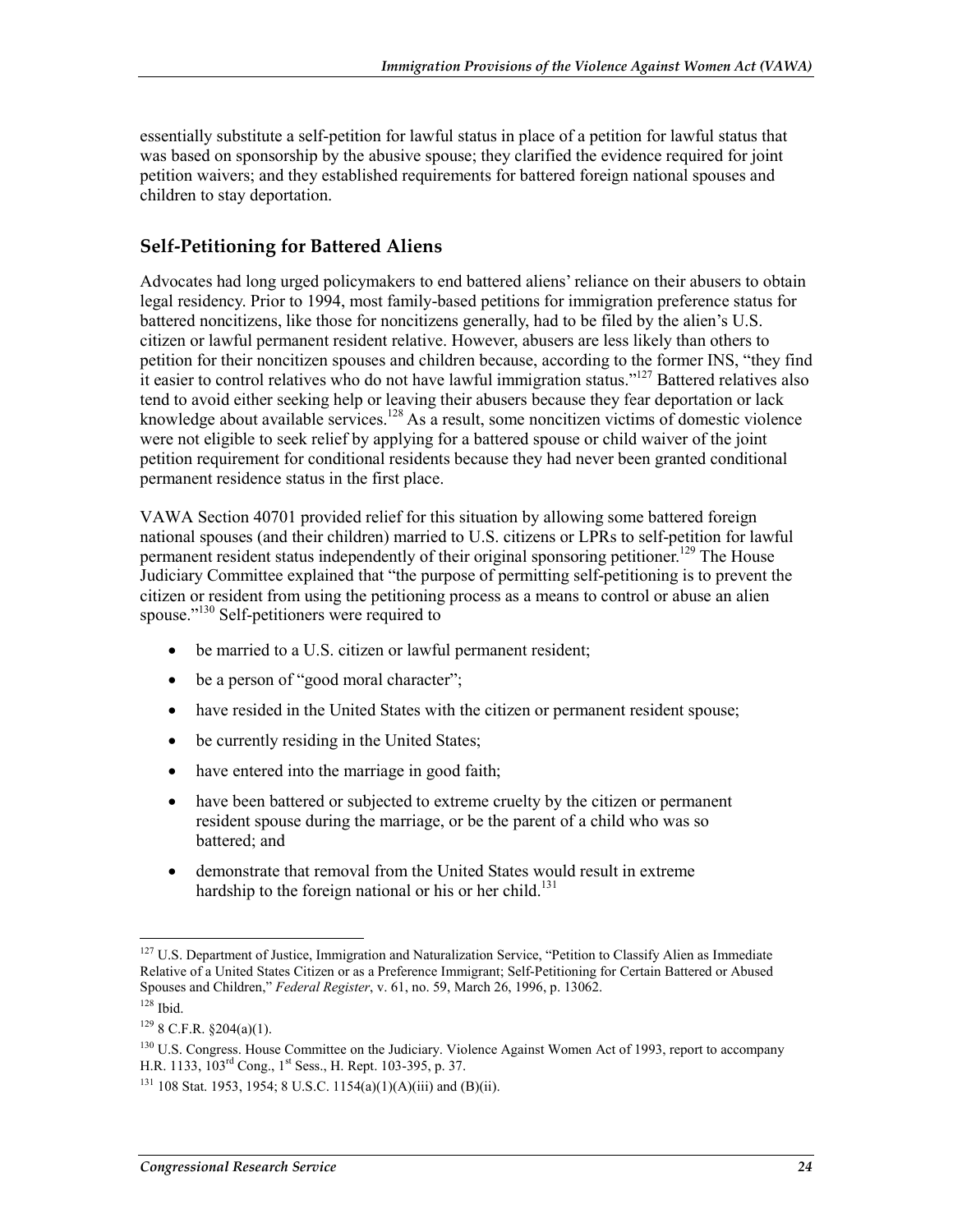essentially substitute a self-petition for lawful status in place of a petition for lawful status that was based on sponsorship by the abusive spouse; they clarified the evidence required for joint petition waivers; and they established requirements for battered foreign national spouses and children to stay deportation.

## Self-Petitioning for Battered Aliens

Advocates had long urged policymakers to end battered aliens' reliance on their abusers to obtain legal residency. Prior to 1994, most family-based petitions for immigration preference status for battered noncitizens, like those for noncitizens generally, had to be filed by the alien's U.S. citizen or lawful permanent resident relative. However, abusers are less likely than others to petition for their noncitizen spouses and children because, according to the former INS, "they find it easier to control relatives who do not have lawful immigration status."[127] Battered relatives also tend to avoid either seeking help or leaving their abusers because they fear deportation or lack knowledge about available services.[128] As a result, some noncitizen victims of domestic violence were not eligible to seek relief by applying for a battered spouse or child waiver of the joint petition requirement for conditional residents because they had never been granted conditional permanent residence status in the first place.

VAWA Section 40701 provided relief for this situation by allowing some battered foreign national spouses (and their children) married to U.S. citizens or LPRs to self-petition for lawful permanent resident status independently of their original sponsoring petitioner.[129] The House Judiciary Committee explained that "the purpose of permitting self-petitioning is to prevent the citizen or resident from using the petitioning process as a means to control or abuse an alien spouse."[130] Self-petitioners were required to

- be married to a U.S. citizen or lawful permanent resident;
- be a person of "good moral character";
- have resided in the United States with the citizen or permanent resident spouse;
- be currently residing in the United States;
- have entered into the marriage in good faith;
- have been battered or subjected to extreme cruelty by the citizen or permanent resident spouse during the marriage, or be the parent of a child who was so battered; and
- demonstrate that removal from the United States would result in extreme hardship to the foreign national or his or her child.[131]

---

[127] U.S. Department of Justice, Immigration and Naturalization Service, "Petition to Classify Alien as Immediate Relative of a United States Citizen or as a Preference Immigrant; Self-Petitioning for Certain Battered or Abused Spouses and Children," *Federal Register*, v. 61, no. 59, March 26, 1996, p. 13062.

[128] Ibid.

[129] 8 C.F.R. §204(a)(1).

[130] U.S. Congress. House Committee on the Judiciary. Violence Against Women Act of 1993, report to accompany H.R. 1133, 103rd Cong., 1st Sess., H. Rept. 103-395, p. 37.

[131] 108 Stat. 1953, 1954; 8 U.S.C. 1154(a)(1)(A)(iii) and (B)(ii).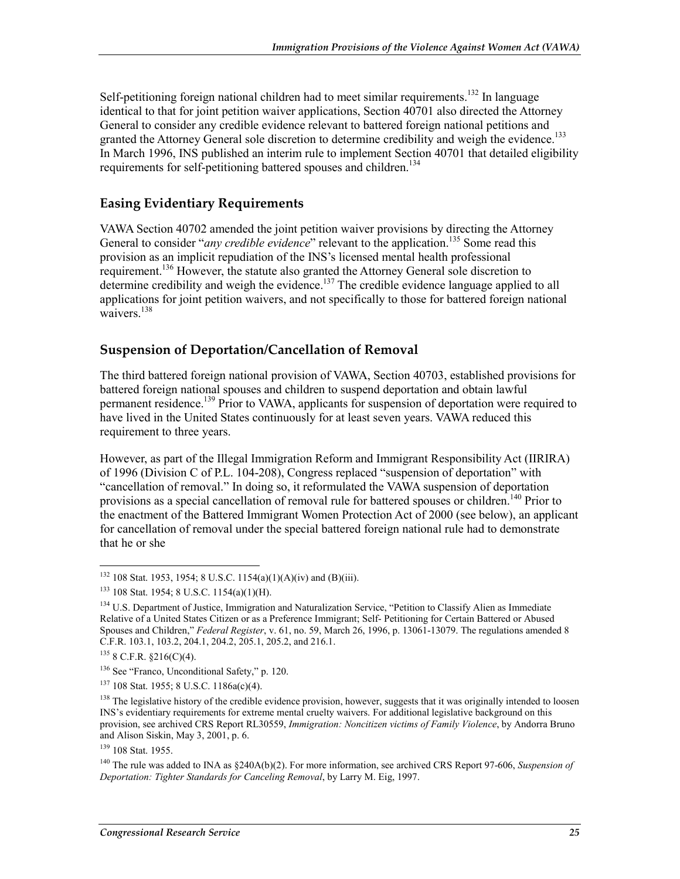Self-petitioning foreign national children had to meet similar requirements.[132] In language identical to that for joint petition waiver applications, Section 40701 also directed the Attorney General to consider any credible evidence relevant to battered foreign national petitions and granted the Attorney General sole discretion to determine credibility and weigh the evidence.[133] In March 1996, INS published an interim rule to implement Section 40701 that detailed eligibility requirements for self-petitioning battered spouses and children.[134]

## Easing Evidentiary Requirements

VAWA Section 40702 amended the joint petition waiver provisions by directing the Attorney General to consider "*any credible evidence*" relevant to the application.[135] Some read this provision as an implicit repudiation of the INS's licensed mental health professional requirement.[136] However, the statute also granted the Attorney General sole discretion to determine credibility and weigh the evidence.[137] The credible evidence language applied to all applications for joint petition waivers, and not specifically to those for battered foreign national waivers.[138]

## Suspension of Deportation/Cancellation of Removal

The third battered foreign national provision of VAWA, Section 40703, established provisions for battered foreign national spouses and children to suspend deportation and obtain lawful permanent residence.[139] Prior to VAWA, applicants for suspension of deportation were required to have lived in the United States continuously for at least seven years. VAWA reduced this requirement to three years.

However, as part of the Illegal Immigration Reform and Immigrant Responsibility Act (IIRIRA) of 1996 (Division C of P.L. 104-208), Congress replaced "suspension of deportation" with "cancellation of removal." In doing so, it reformulated the VAWA suspension of deportation provisions as a special cancellation of removal rule for battered spouses or children.[140] Prior to the enactment of the Battered Immigrant Women Protection Act of 2000 (see below), an applicant for cancellation of removal under the special battered foreign national rule had to demonstrate that he or she

---

[132] 108 Stat. 1953, 1954; 8 U.S.C. 1154(a)(1)(A)(iv) and (B)(iii).

[133] 108 Stat. 1954; 8 U.S.C. 1154(a)(1)(H).

[134] U.S. Department of Justice, Immigration and Naturalization Service, "Petition to Classify Alien as Immediate Relative of a United States Citizen or as a Preference Immigrant; Self- Petitioning for Certain Battered or Abused Spouses and Children," *Federal Register*, v. 61, no. 59, March 26, 1996, p. 13061-13079. The regulations amended 8 C.F.R. 103.1, 103.2, 204.1, 204.2, 205.1, 205.2, and 216.1.

[135] 8 C.F.R. §216(C)(4).

[136] See "Franco, Unconditional Safety," p. 120.

[137] 108 Stat. 1955; 8 U.S.C. 1186a(c)(4).

[138] The legislative history of the credible evidence provision, however, suggests that it was originally intended to loosen INS's evidentiary requirements for extreme mental cruelty waivers. For additional legislative background on this provision, see archived CRS Report RL30559, *Immigration: Noncitizen victims of Family Violence*, by Andorra Bruno and Alison Siskin, May 3, 2001, p. 6.

[139] 108 Stat. 1955.

[140] The rule was added to INA as §240A(b)(2). For more information, see archived CRS Report 97-606, *Suspension of Deportation: Tighter Standards for Canceling Removal*, by Larry M. Eig, 1997.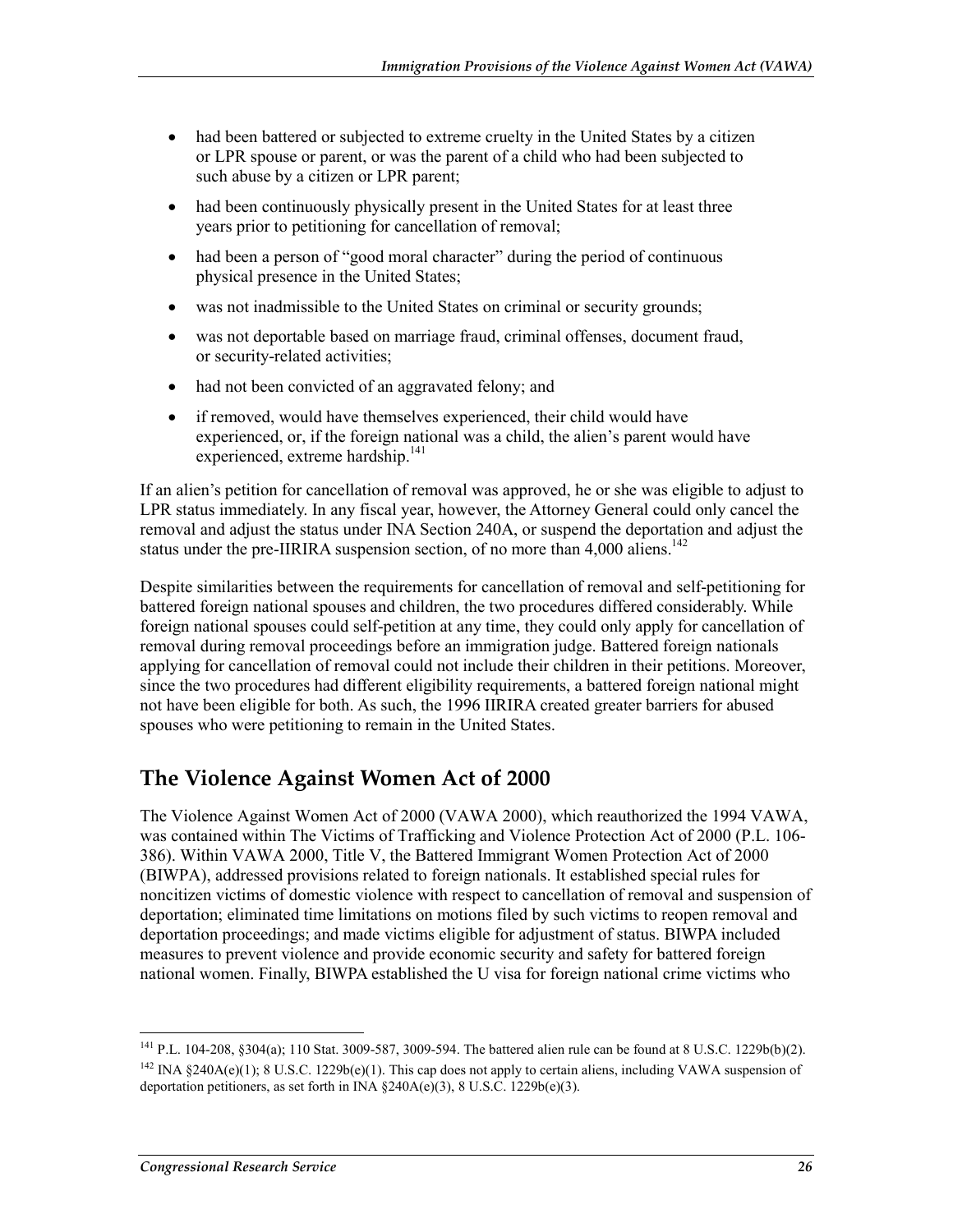- had been battered or subjected to extreme cruelty in the United States by a citizen or LPR spouse or parent, or was the parent of a child who had been subjected to such abuse by a citizen or LPR parent;
- had been continuously physically present in the United States for at least three years prior to petitioning for cancellation of removal;
- had been a person of "good moral character" during the period of continuous physical presence in the United States;
- was not inadmissible to the United States on criminal or security grounds;
- was not deportable based on marriage fraud, criminal offenses, document fraud, or security-related activities;
- had not been convicted of an aggravated felony; and
- if removed, would have themselves experienced, their child would have experienced, or, if the foreign national was a child, the alien's parent would have experienced, extreme hardship.[141]

If an alien's petition for cancellation of removal was approved, he or she was eligible to adjust to LPR status immediately. In any fiscal year, however, the Attorney General could only cancel the removal and adjust the status under INA Section 240A, or suspend the deportation and adjust the status under the pre-IIRIRA suspension section, of no more than 4,000 aliens.[142]

Despite similarities between the requirements for cancellation of removal and self-petitioning for battered foreign national spouses and children, the two procedures differed considerably. While foreign national spouses could self-petition at any time, they could only apply for cancellation of removal during removal proceedings before an immigration judge. Battered foreign nationals applying for cancellation of removal could not include their children in their petitions. Moreover, since the two procedures had different eligibility requirements, a battered foreign national might not have been eligible for both. As such, the 1996 IIRIRA created greater barriers for abused spouses who were petitioning to remain in the United States.

## The Violence Against Women Act of 2000

The Violence Against Women Act of 2000 (VAWA 2000), which reauthorized the 1994 VAWA, was contained within The Victims of Trafficking and Violence Protection Act of 2000 (P.L. 106-386). Within VAWA 2000, Title V, the Battered Immigrant Women Protection Act of 2000 (BIWPA), addressed provisions related to foreign nationals. It established special rules for noncitizen victims of domestic violence with respect to cancellation of removal and suspension of deportation; eliminated time limitations on motions filed by such victims to reopen removal and deportation proceedings; and made victims eligible for adjustment of status. BIWPA included measures to prevent violence and provide economic security and safety for battered foreign national women. Finally, BIWPA established the U visa for foreign national crime victims who

---

[141] P.L. 104-208, §304(a); 110 Stat. 3009-587, 3009-594. The battered alien rule can be found at 8 U.S.C. 1229b(b)(2).

[142] INA §240A(e)(1); 8 U.S.C. 1229b(e)(1). This cap does not apply to certain aliens, including VAWA suspension of deportation petitioners, as set forth in INA §240A(e)(3), 8 U.S.C. 1229b(e)(3).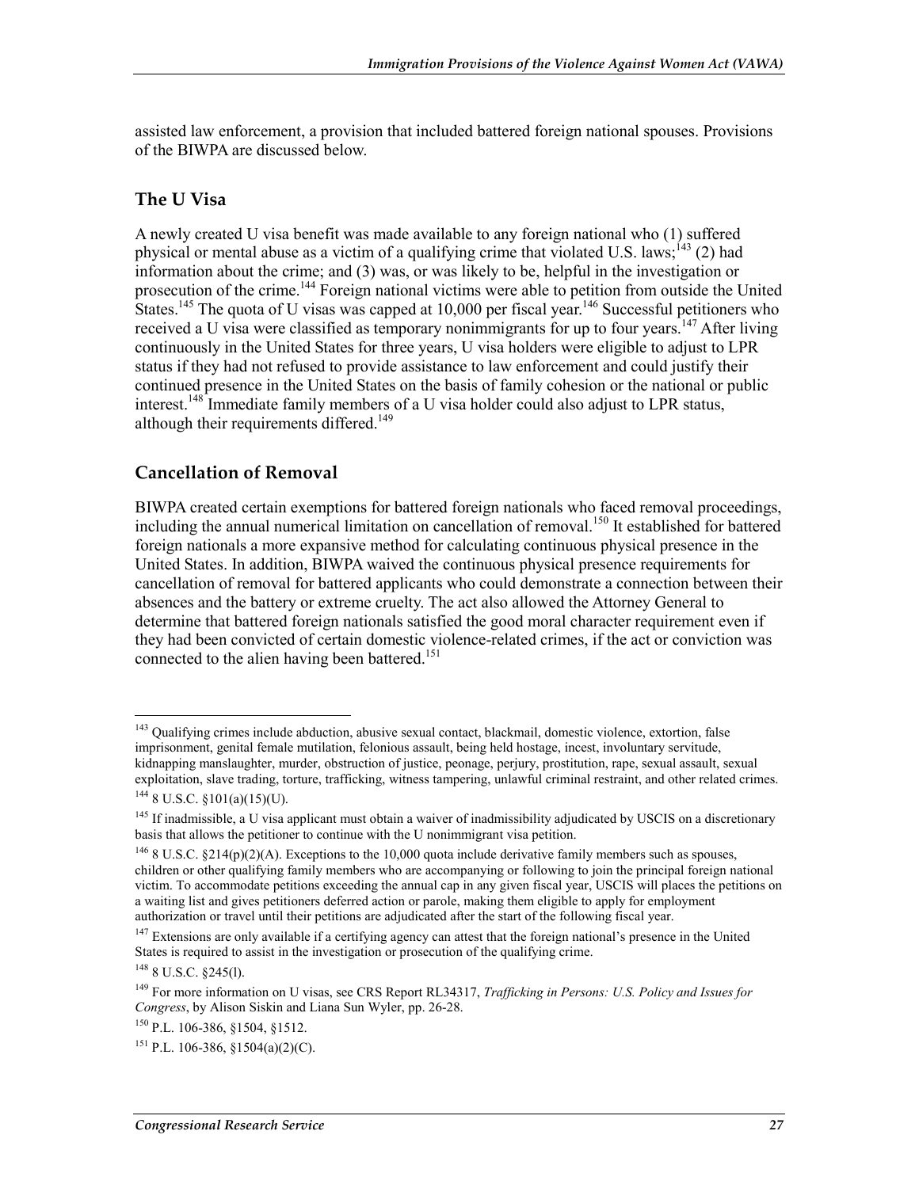assisted law enforcement, a provision that included battered foreign national spouses. Provisions of the BIWPA are discussed below.

## The U Visa

A newly created U visa benefit was made available to any foreign national who (1) suffered physical or mental abuse as a victim of a qualifying crime that violated U.S. laws;[143] (2) had information about the crime; and (3) was, or was likely to be, helpful in the investigation or prosecution of the crime.[144] Foreign national victims were able to petition from outside the United States.[145] The quota of U visas was capped at 10,000 per fiscal year.[146] Successful petitioners who received a U visa were classified as temporary nonimmigrants for up to four years.[147] After living continuously in the United States for three years, U visa holders were eligible to adjust to LPR status if they had not refused to provide assistance to law enforcement and could justify their continued presence in the United States on the basis of family cohesion or the national or public interest.[148] Immediate family members of a U visa holder could also adjust to LPR status, although their requirements differed.[149]

## Cancellation of Removal

BIWPA created certain exemptions for battered foreign nationals who faced removal proceedings, including the annual numerical limitation on cancellation of removal.[150] It established for battered foreign nationals a more expansive method for calculating continuous physical presence in the United States. In addition, BIWPA waived the continuous physical presence requirements for cancellation of removal for battered applicants who could demonstrate a connection between their absences and the battery or extreme cruelty. The act also allowed the Attorney General to determine that battered foreign nationals satisfied the good moral character requirement even if they had been convicted of certain domestic violence-related crimes, if the act or conviction was connected to the alien having been battered.[151]

---

[143] Qualifying crimes include abduction, abusive sexual contact, blackmail, domestic violence, extortion, false imprisonment, genital female mutilation, felonious assault, being held hostage, incest, involuntary servitude, kidnapping manslaughter, murder, obstruction of justice, peonage, perjury, prostitution, rape, sexual assault, sexual exploitation, slave trading, torture, trafficking, witness tampering, unlawful criminal restraint, and other related crimes.

[144] 8 U.S.C. §101(a)(15)(U).

[145] If inadmissible, a U visa applicant must obtain a waiver of inadmissibility adjudicated by USCIS on a discretionary basis that allows the petitioner to continue with the U nonimmigrant visa petition.

[146] 8 U.S.C. §214(p)(2)(A). Exceptions to the 10,000 quota include derivative family members such as spouses, children or other qualifying family members who are accompanying or following to join the principal foreign national victim. To accommodate petitions exceeding the annual cap in any given fiscal year, USCIS will places the petitions on a waiting list and gives petitioners deferred action or parole, making them eligible to apply for employment authorization or travel until their petitions are adjudicated after the start of the following fiscal year.

[147] Extensions are only available if a certifying agency can attest that the foreign national's presence in the United States is required to assist in the investigation or prosecution of the qualifying crime.

[148] 8 U.S.C. §245(l).

[149] For more information on U visas, see CRS Report RL34317, *Trafficking in Persons: U.S. Policy and Issues for Congress*, by Alison Siskin and Liana Sun Wyler, pp. 26-28.

[150] P.L. 106-386, §1504, §1512.

[151] P.L. 106-386, §1504(a)(2)(C).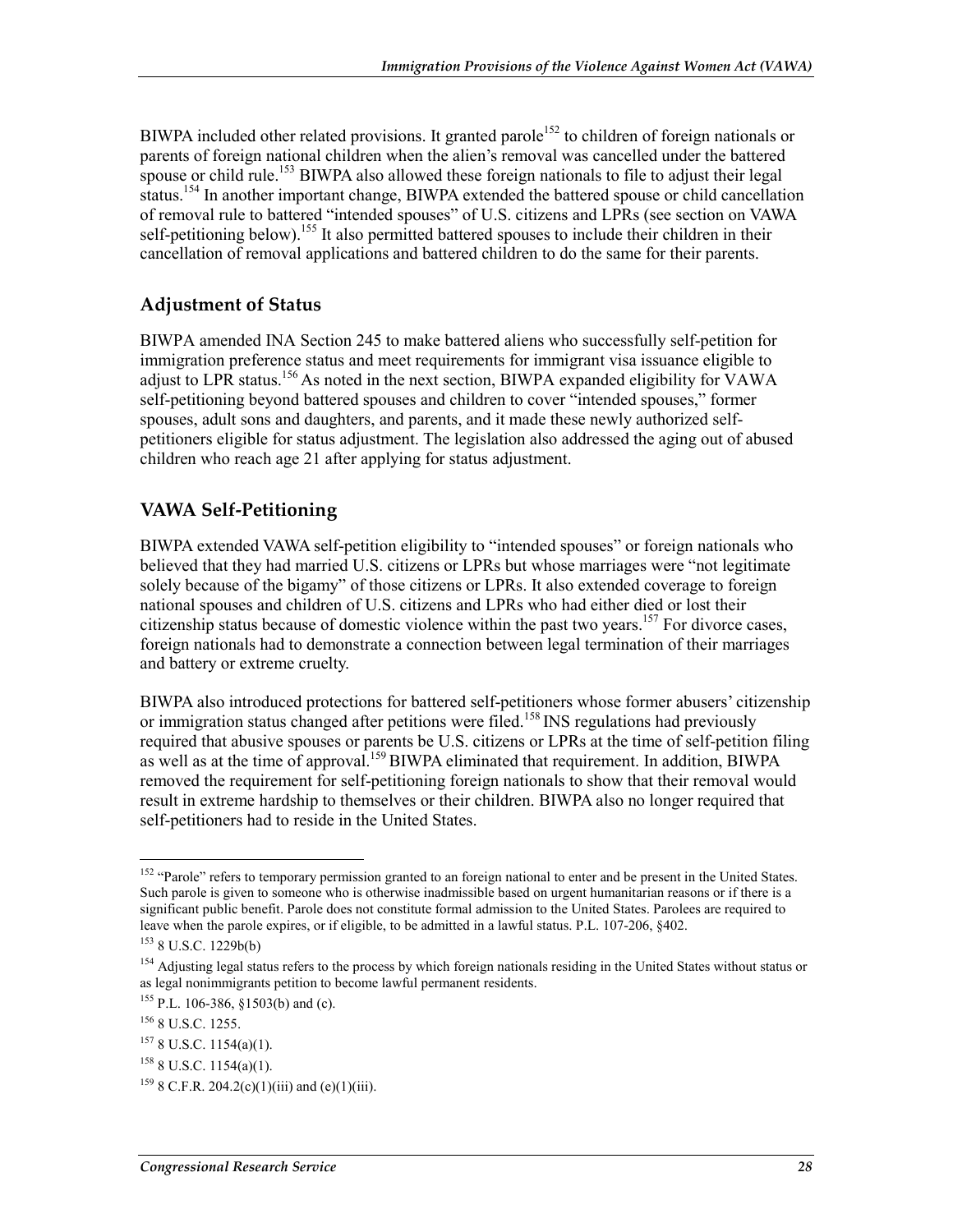BIWPA included other related provisions. It granted parole[152] to children of foreign nationals or parents of foreign national children when the alien's removal was cancelled under the battered spouse or child rule.[153] BIWPA also allowed these foreign nationals to file to adjust their legal status.[154] In another important change, BIWPA extended the battered spouse or child cancellation of removal rule to battered "intended spouses" of U.S. citizens and LPRs (see section on VAWA self-petitioning below).[155] It also permitted battered spouses to include their children in their cancellation of removal applications and battered children to do the same for their parents.

## Adjustment of Status

BIWPA amended INA Section 245 to make battered aliens who successfully self-petition for immigration preference status and meet requirements for immigrant visa issuance eligible to adjust to LPR status.[156] As noted in the next section, BIWPA expanded eligibility for VAWA self-petitioning beyond battered spouses and children to cover "intended spouses," former spouses, adult sons and daughters, and parents, and it made these newly authorized self-petitioners eligible for status adjustment. The legislation also addressed the aging out of abused children who reach age 21 after applying for status adjustment.

## VAWA Self-Petitioning

BIWPA extended VAWA self-petition eligibility to "intended spouses" or foreign nationals who believed that they had married U.S. citizens or LPRs but whose marriages were "not legitimate solely because of the bigamy" of those citizens or LPRs. It also extended coverage to foreign national spouses and children of U.S. citizens and LPRs who had either died or lost their citizenship status because of domestic violence within the past two years.[157] For divorce cases, foreign nationals had to demonstrate a connection between legal termination of their marriages and battery or extreme cruelty.

BIWPA also introduced protections for battered self-petitioners whose former abusers' citizenship or immigration status changed after petitions were filed.[158] INS regulations had previously required that abusive spouses or parents be U.S. citizens or LPRs at the time of self-petition filing as well as at the time of approval.[159] BIWPA eliminated that requirement. In addition, BIWPA removed the requirement for self-petitioning foreign nationals to show that their removal would result in extreme hardship to themselves or their children. BIWPA also no longer required that self-petitioners had to reside in the United States.

---

[152] "Parole" refers to temporary permission granted to an foreign national to enter and be present in the United States. Such parole is given to someone who is otherwise inadmissible based on urgent humanitarian reasons or if there is a significant public benefit. Parole does not constitute formal admission to the United States. Parolees are required to leave when the parole expires, or if eligible, to be admitted in a lawful status. P.L. 107-206, §402.

[153] 8 U.S.C. 1229b(b)

[154] Adjusting legal status refers to the process by which foreign nationals residing in the United States without status or as legal nonimmigrants petition to become lawful permanent residents.

[155] P.L. 106-386, §1503(b) and (c).

[156] 8 U.S.C. 1255.

[157] 8 U.S.C. 1154(a)(1).

[158] 8 U.S.C. 1154(a)(1).

[159] 8 C.F.R. 204.2(c)(1)(iii) and (e)(1)(iii).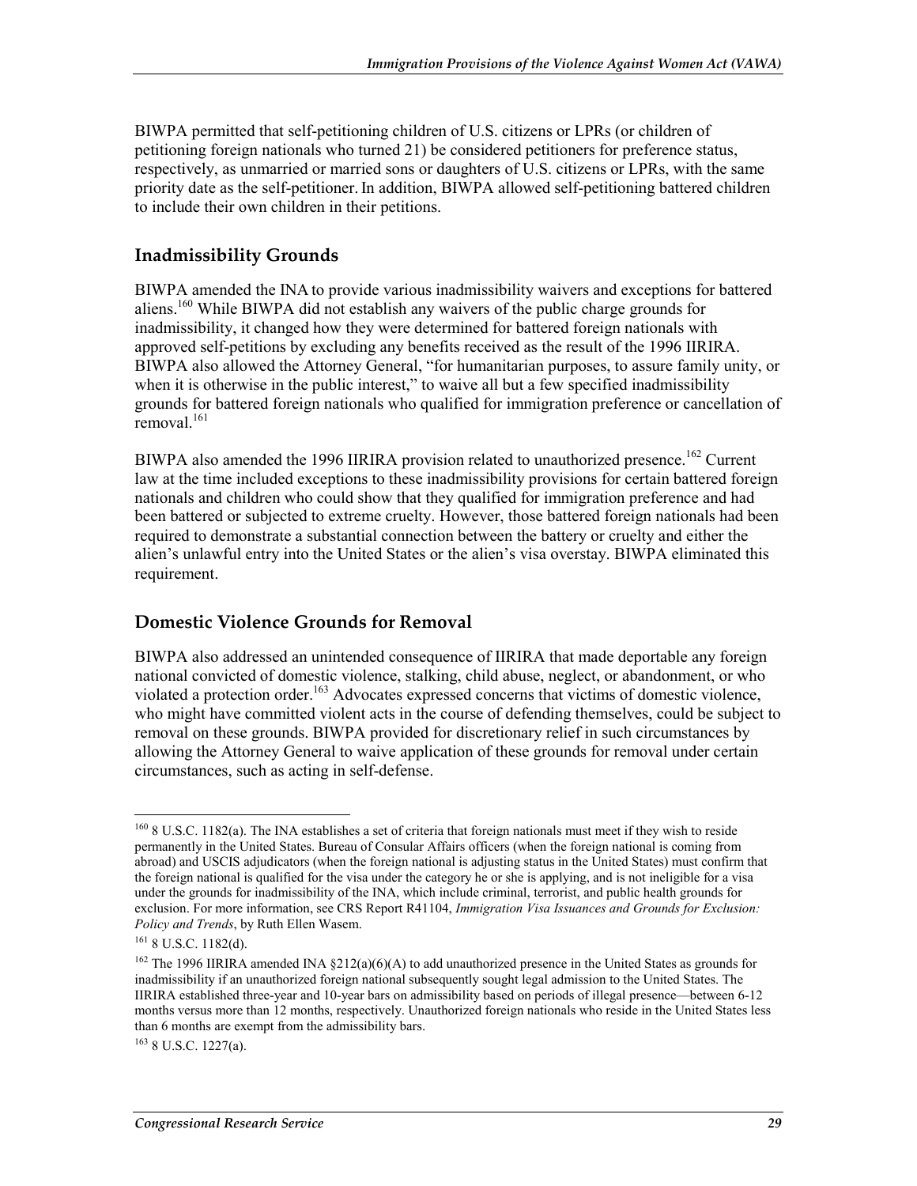BIWPA permitted that self-petitioning children of U.S. citizens or LPRs (or children of petitioning foreign nationals who turned 21) be considered petitioners for preference status, respectively, as unmarried or married sons or daughters of U.S. citizens or LPRs, with the same priority date as the self-petitioner. In addition, BIWPA allowed self-petitioning battered children to include their own children in their petitions.

### Inadmissibility Grounds

BIWPA amended the INA to provide various inadmissibility waivers and exceptions for battered aliens.[160] While BIWPA did not establish any waivers of the public charge grounds for inadmissibility, it changed how they were determined for battered foreign nationals with approved self-petitions by excluding any benefits received as the result of the 1996 IIRIRA. BIWPA also allowed the Attorney General, "for humanitarian purposes, to assure family unity, or when it is otherwise in the public interest," to waive all but a few specified inadmissibility grounds for battered foreign nationals who qualified for immigration preference or cancellation of removal.[161]

BIWPA also amended the 1996 IIRIRA provision related to unauthorized presence.[162] Current law at the time included exceptions to these inadmissibility provisions for certain battered foreign nationals and children who could show that they qualified for immigration preference and had been battered or subjected to extreme cruelty. However, those battered foreign nationals had been required to demonstrate a substantial connection between the battery or cruelty and either the alien's unlawful entry into the United States or the alien's visa overstay. BIWPA eliminated this requirement.

### Domestic Violence Grounds for Removal

BIWPA also addressed an unintended consequence of IIRIRA that made deportable any foreign national convicted of domestic violence, stalking, child abuse, neglect, or abandonment, or who violated a protection order.[163] Advocates expressed concerns that victims of domestic violence, who might have committed violent acts in the course of defending themselves, could be subject to removal on these grounds. BIWPA provided for discretionary relief in such circumstances by allowing the Attorney General to waive application of these grounds for removal under certain circumstances, such as acting in self-defense.

---

[160] 8 U.S.C. 1182(a). The INA establishes a set of criteria that foreign nationals must meet if they wish to reside permanently in the United States. Bureau of Consular Affairs officers (when the foreign national is coming from abroad) and USCIS adjudicators (when the foreign national is adjusting status in the United States) must confirm that the foreign national is qualified for the visa under the category he or she is applying, and is not ineligible for a visa under the grounds for inadmissibility of the INA, which include criminal, terrorist, and public health grounds for exclusion. For more information, see CRS Report R41104, *Immigration Visa Issuances and Grounds for Exclusion: Policy and Trends*, by Ruth Ellen Wasem.

[161] 8 U.S.C. 1182(d).

[162] The 1996 IIRIRA amended INA §212(a)(6)(A) to add unauthorized presence in the United States as grounds for inadmissibility if an unauthorized foreign national subsequently sought legal admission to the United States. The IIRIRA established three-year and 10-year bars on admissibility based on periods of illegal presence—between 6-12 months versus more than 12 months, respectively. Unauthorized foreign nationals who reside in the United States less than 6 months are exempt from the admissibility bars.

[163] 8 U.S.C. 1227(a).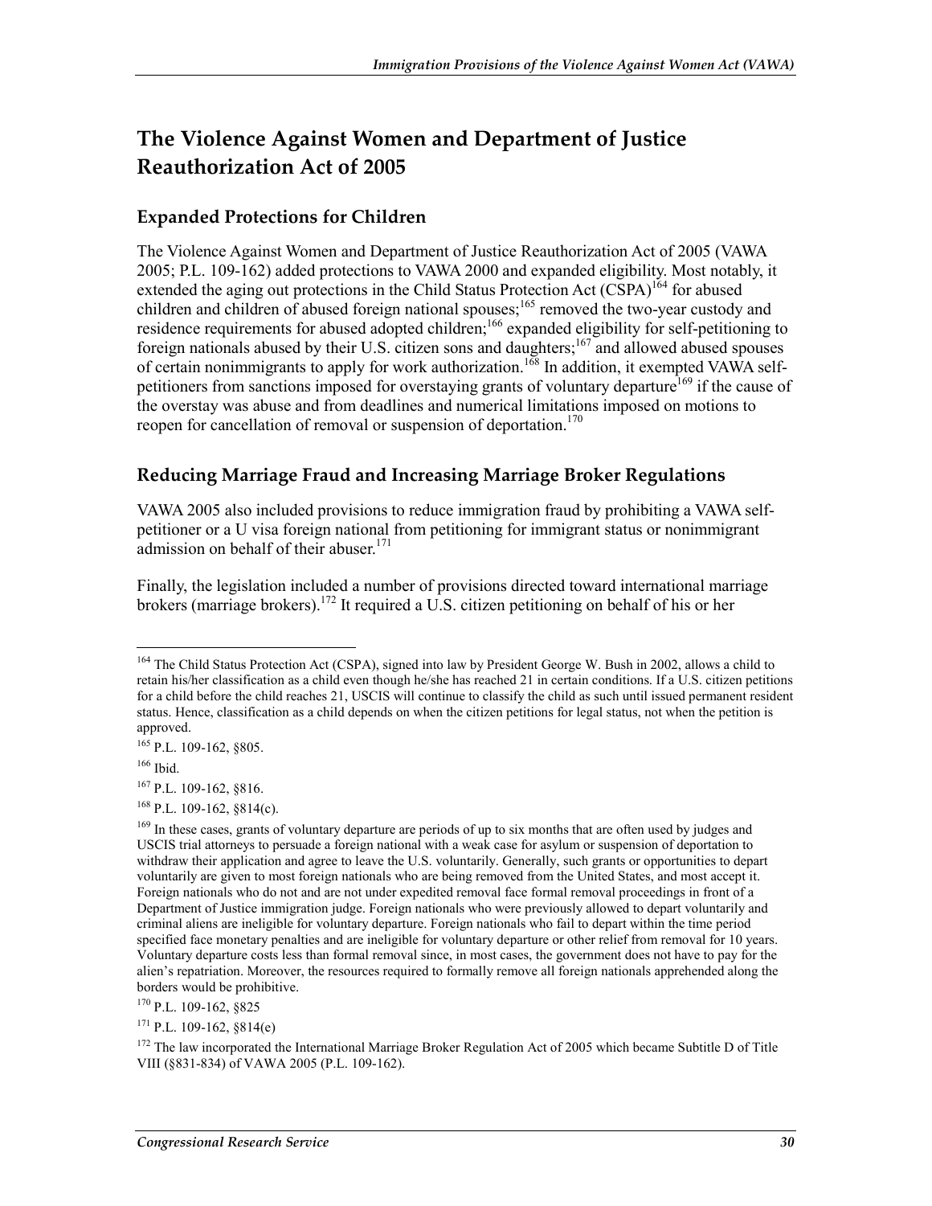## The Violence Against Women and Department of Justice Reauthorization Act of 2005

### Expanded Protections for Children

The Violence Against Women and Department of Justice Reauthorization Act of 2005 (VAWA 2005; P.L. 109-162) added protections to VAWA 2000 and expanded eligibility. Most notably, it extended the aging out protections in the Child Status Protection Act (CSPA)[164] for abused children and children of abused foreign national spouses;[165] removed the two-year custody and residence requirements for abused adopted children;[166] expanded eligibility for self-petitioning to foreign nationals abused by their U.S. citizen sons and daughters;[167] and allowed abused spouses of certain nonimmigrants to apply for work authorization.[168] In addition, it exempted VAWA self-petitioners from sanctions imposed for overstaying grants of voluntary departure[169] if the cause of the overstay was abuse and from deadlines and numerical limitations imposed on motions to reopen for cancellation of removal or suspension of deportation.[170]

### Reducing Marriage Fraud and Increasing Marriage Broker Regulations

VAWA 2005 also included provisions to reduce immigration fraud by prohibiting a VAWA self-petitioner or a U visa foreign national from petitioning for immigrant status or nonimmigrant admission on behalf of their abuser.[171]

Finally, the legislation included a number of provisions directed toward international marriage brokers (marriage brokers).[172] It required a U.S. citizen petitioning on behalf of his or her

---

[164] The Child Status Protection Act (CSPA), signed into law by President George W. Bush in 2002, allows a child to retain his/her classification as a child even though he/she has reached 21 in certain conditions. If a U.S. citizen petitions for a child before the child reaches 21, USCIS will continue to classify the child as such until issued permanent resident status. Hence, classification as a child depends on when the citizen petitions for legal status, not when the petition is approved.

[165] P.L. 109-162, §805.

[166] Ibid.

[167] P.L. 109-162, §816.

[168] P.L. 109-162, §814(c).

[169] In these cases, grants of voluntary departure are periods of up to six months that are often used by judges and USCIS trial attorneys to persuade a foreign national with a weak case for asylum or suspension of deportation to withdraw their application and agree to leave the U.S. voluntarily. Generally, such grants or opportunities to depart voluntarily are given to most foreign nationals who are being removed from the United States, and most accept it. Foreign nationals who do not and are not under expedited removal face formal removal proceedings in front of a Department of Justice immigration judge. Foreign nationals who were previously allowed to depart voluntarily and criminal aliens are ineligible for voluntary departure. Foreign nationals who fail to depart within the time period specified face monetary penalties and are ineligible for voluntary departure or other relief from removal for 10 years. Voluntary departure costs less than formal removal since, in most cases, the government does not have to pay for the alien's repatriation. Moreover, the resources required to formally remove all foreign nationals apprehended along the borders would be prohibitive.

[170] P.L. 109-162, §825

[171] P.L. 109-162, §814(e)

[172] The law incorporated the International Marriage Broker Regulation Act of 2005 which became Subtitle D of Title VIII (§831-834) of VAWA 2005 (P.L. 109-162).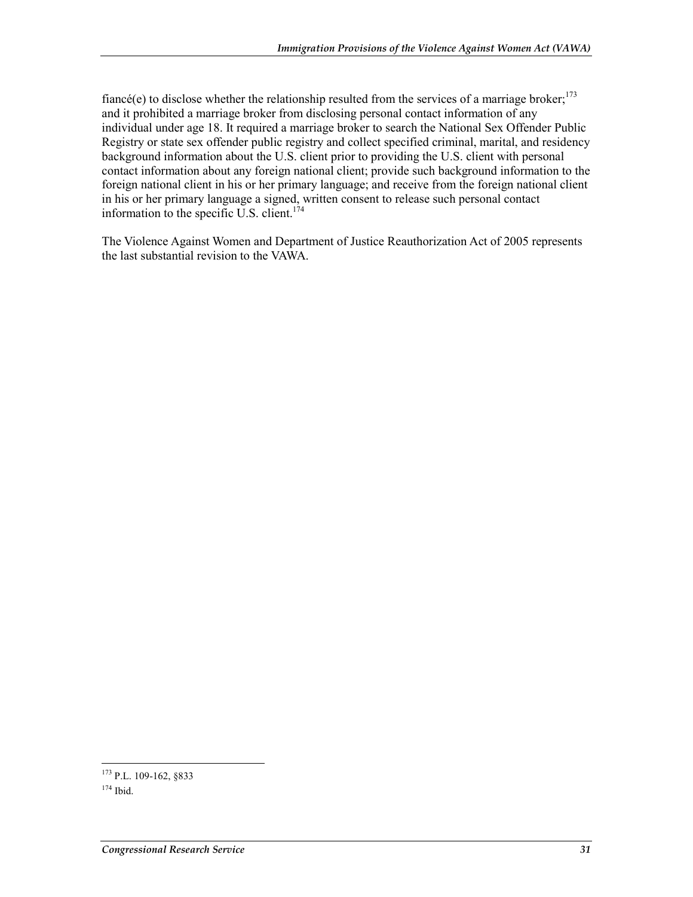fiancé(e) to disclose whether the relationship resulted from the services of a marriage broker;[173] and it prohibited a marriage broker from disclosing personal contact information of any individual under age 18. It required a marriage broker to search the National Sex Offender Public Registry or state sex offender public registry and collect specified criminal, marital, and residency background information about the U.S. client prior to providing the U.S. client with personal contact information about any foreign national client; provide such background information to the foreign national client in his or her primary language; and receive from the foreign national client in his or her primary language a signed, written consent to release such personal contact information to the specific U.S. client.[174]

The Violence Against Women and Department of Justice Reauthorization Act of 2005 represents the last substantial revision to the VAWA.

---

[173] P.L. 109-162, §833

[174] Ibid.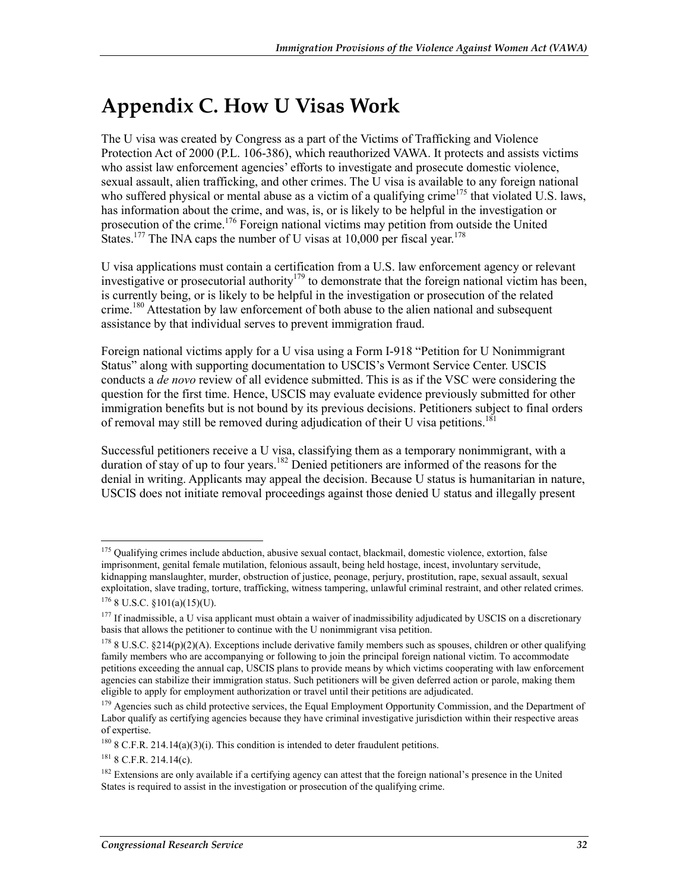# Appendix C. How U Visas Work

The U visa was created by Congress as a part of the Victims of Trafficking and Violence Protection Act of 2000 (P.L. 106-386), which reauthorized VAWA. It protects and assists victims who assist law enforcement agencies' efforts to investigate and prosecute domestic violence, sexual assault, alien trafficking, and other crimes. The U visa is available to any foreign national who suffered physical or mental abuse as a victim of a qualifying crime[175] that violated U.S. laws, has information about the crime, and was, is, or is likely to be helpful in the investigation or prosecution of the crime.[176] Foreign national victims may petition from outside the United States.[177] The INA caps the number of U visas at 10,000 per fiscal year.[178]

U visa applications must contain a certification from a U.S. law enforcement agency or relevant investigative or prosecutorial authority[179] to demonstrate that the foreign national victim has been, is currently being, or is likely to be helpful in the investigation or prosecution of the related crime.[180] Attestation by law enforcement of both abuse to the alien national and subsequent assistance by that individual serves to prevent immigration fraud.

Foreign national victims apply for a U visa using a Form I-918 "Petition for U Nonimmigrant Status" along with supporting documentation to USCIS's Vermont Service Center. USCIS conducts a *de novo* review of all evidence submitted. This is as if the VSC were considering the question for the first time. Hence, USCIS may evaluate evidence previously submitted for other immigration benefits but is not bound by its previous decisions. Petitioners subject to final orders of removal may still be removed during adjudication of their U visa petitions.[181]

Successful petitioners receive a U visa, classifying them as a temporary nonimmigrant, with a duration of stay of up to four years.[182] Denied petitioners are informed of the reasons for the denial in writing. Applicants may appeal the decision. Because U status is humanitarian in nature, USCIS does not initiate removal proceedings against those denied U status and illegally present

---

[175] Qualifying crimes include abduction, abusive sexual contact, blackmail, domestic violence, extortion, false imprisonment, genital female mutilation, felonious assault, being held hostage, incest, involuntary servitude, kidnapping manslaughter, murder, obstruction of justice, peonage, perjury, prostitution, rape, sexual assault, sexual exploitation, slave trading, torture, trafficking, witness tampering, unlawful criminal restraint, and other related crimes.

[176] 8 U.S.C. §101(a)(15)(U).

[177] If inadmissible, a U visa applicant must obtain a waiver of inadmissibility adjudicated by USCIS on a discretionary basis that allows the petitioner to continue with the U nonimmigrant visa petition.

[178] 8 U.S.C. §214(p)(2)(A). Exceptions include derivative family members such as spouses, children or other qualifying family members who are accompanying or following to join the principal foreign national victim. To accommodate petitions exceeding the annual cap, USCIS plans to provide means by which victims cooperating with law enforcement agencies can stabilize their immigration status. Such petitioners will be given deferred action or parole, making them eligible to apply for employment authorization or travel until their petitions are adjudicated.

[179] Agencies such as child protective services, the Equal Employment Opportunity Commission, and the Department of Labor qualify as certifying agencies because they have criminal investigative jurisdiction within their respective areas of expertise.

[180] 8 C.F.R. 214.14(a)(3)(i). This condition is intended to deter fraudulent petitions.

[181] 8 C.F.R. 214.14(c).

[182] Extensions are only available if a certifying agency can attest that the foreign national's presence in the United States is required to assist in the investigation or prosecution of the qualifying crime.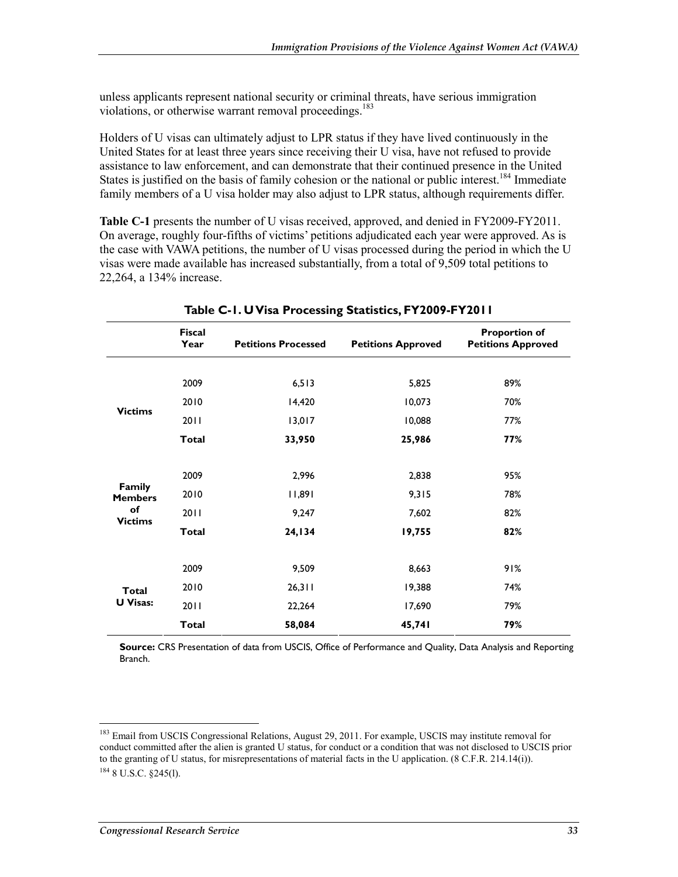unless applicants represent national security or criminal threats, have serious immigration violations, or otherwise warrant removal proceedings.[183]

Holders of U visas can ultimately adjust to LPR status if they have lived continuously in the United States for at least three years since receiving their U visa, have not refused to provide assistance to law enforcement, and can demonstrate that their continued presence in the United States is justified on the basis of family cohesion or the national or public interest.[184] Immediate family members of a U visa holder may also adjust to LPR status, although requirements differ.

**Table C-1** presents the number of U visas received, approved, and denied in FY2009-FY2011. On average, roughly four-fifths of victims' petitions adjudicated each year were approved. As is the case with VAWA petitions, the number of U visas processed during the period in which the U visas were made available has increased substantially, from a total of 9,509 total petitions to 22,264, a 134% increase.

**Table C-1. U Visa Processing Statistics, FY2009-FY2011**

| | Fiscal Year | Petitions Processed | Petitions Approved | Proportion of Petitions Approved |
|---|---|---|---|---|
| **Victims** | 2009 | 6,513 | 5,825 | 89% |
| | 2010 | 14,420 | 10,073 | 70% |
| | 2011 | 13,017 | 10,088 | 77% |
| | **Total** | **33,950** | **25,986** | **77%** |
| **Family Members of Victims** | 2009 | 2,996 | 2,838 | 95% |
| | 2010 | 11,891 | 9,315 | 78% |
| | 2011 | 9,247 | 7,602 | 82% |
| | **Total** | **24,134** | **19,755** | **82%** |
| **Total U Visas:** | 2009 | 9,509 | 8,663 | 91% |
| | 2010 | 26,311 | 19,388 | 74% |
| | 2011 | 22,264 | 17,690 | 79% |
| | **Total** | **58,084** | **45,741** | **79%** |

**Source:** CRS Presentation of data from USCIS, Office of Performance and Quality, Data Analysis and Reporting Branch.

---

[183] Email from USCIS Congressional Relations, August 29, 2011. For example, USCIS may institute removal for conduct committed after the alien is granted U status, for conduct or a condition that was not disclosed to USCIS prior to the granting of U status, for misrepresentations of material facts in the U application. (8 C.F.R. 214.14(i)).

[184] 8 U.S.C. §245(l).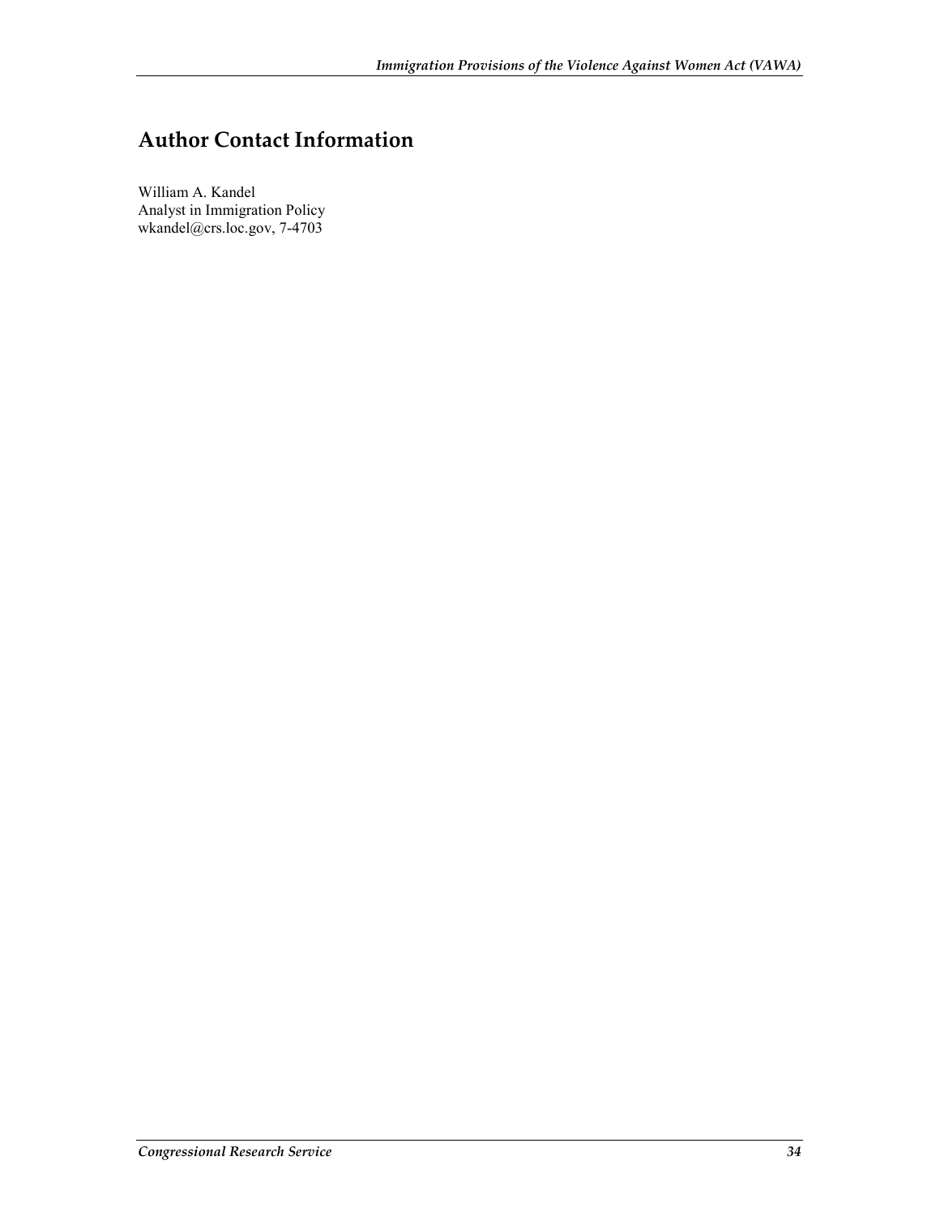## Author Contact Information

William A. Kandel
Analyst in Immigration Policy
wkandel@crs.loc.gov, 7-4703